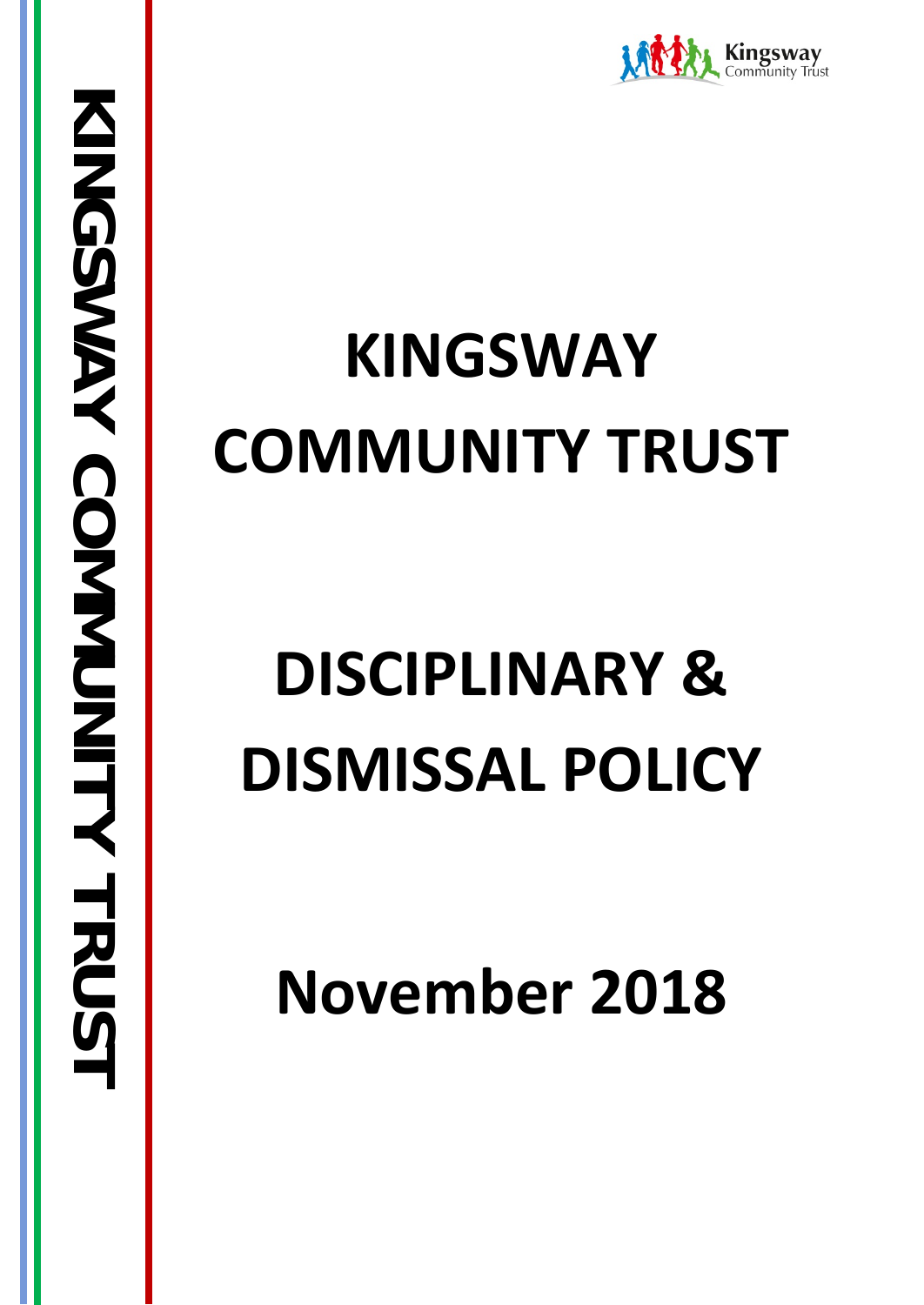# KINGSWAY COMMUNITY TRUST

# DISCIPLINARY & DISMISSAL POLICY

# November 2018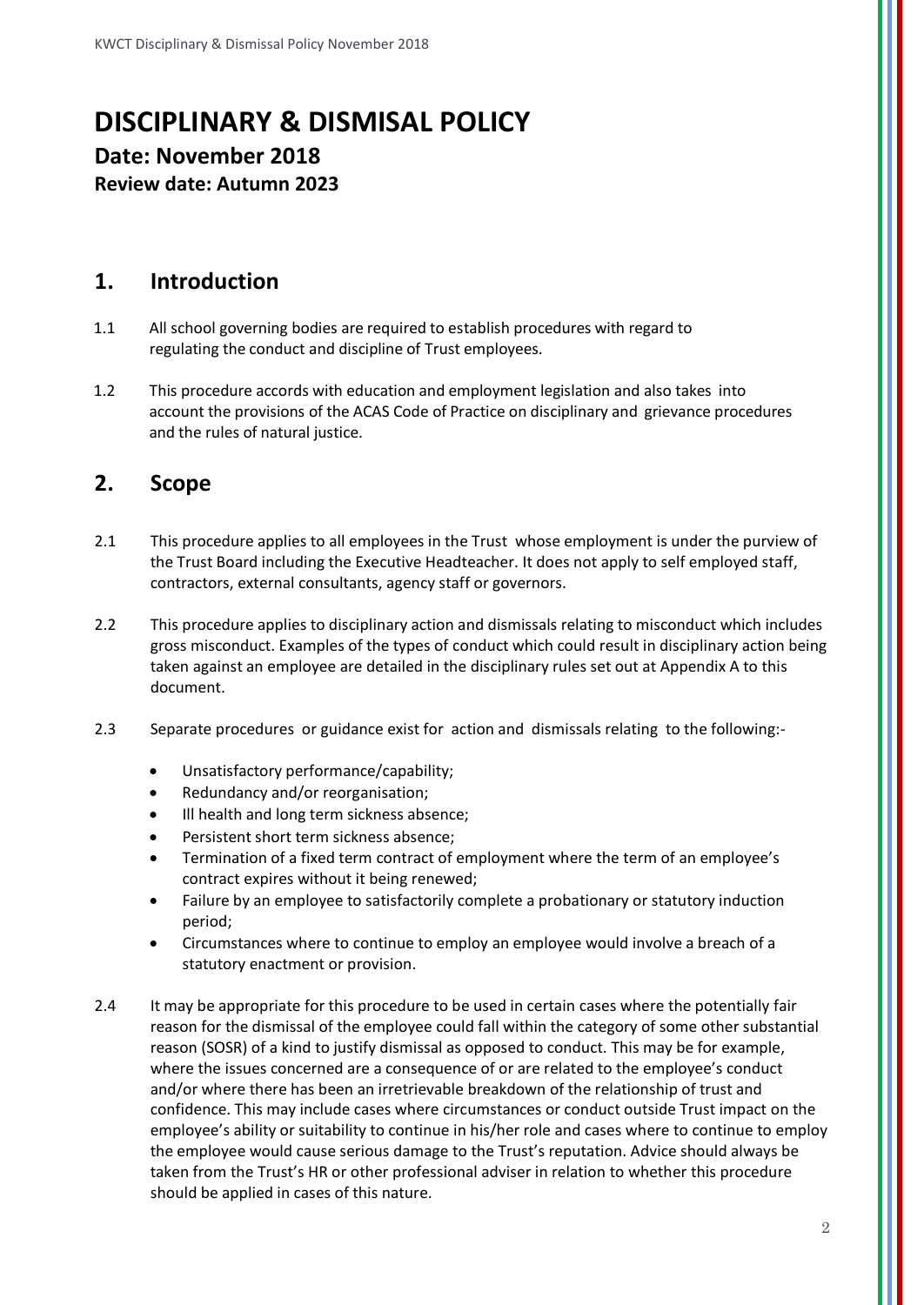# DISCIPLINARY & DISMISAL POLICY

## Date: November 2018

### Review date: Autumn 2023

## 1. Introduction

1.1 All school governing bodies are required to establish procedures with regard to regulating the conduct and discipline of Trust employees.

1.2 This procedure accords with education and employment legislation and also takes into account the provisions of the ACAS Code of Practice on disciplinary and grievance procedures and the rules of natural justice.

## 2. Scope

2.1 This procedure applies to all employees in the Trust whose employment is under the purview of the Trust Board including the Executive Headteacher. It does not apply to self employed staff, contractors, external consultants, agency staff or governors.

2.2 This procedure applies to disciplinary action and dismissals relating to misconduct which includes gross misconduct. Examples of the types of conduct which could result in disciplinary action being taken against an employee are detailed in the disciplinary rules set out at Appendix A to this document.

2.3 Separate procedures or guidance exist for action and dismissals relating to the following:-

- Unsatisfactory performance/capability;
- Redundancy and/or reorganisation;
- Ill health and long term sickness absence;
- Persistent short term sickness absence;
- Termination of a fixed term contract of employment where the term of an employee's contract expires without it being renewed;
- Failure by an employee to satisfactorily complete a probationary or statutory induction period;
- Circumstances where to continue to employ an employee would involve a breach of a statutory enactment or provision.

2.4 It may be appropriate for this procedure to be used in certain cases where the potentially fair reason for the dismissal of the employee could fall within the category of some other substantial reason (SOSR) of a kind to justify dismissal as opposed to conduct. This may be for example, where the issues concerned are a consequence of or are related to the employee's conduct and/or where there has been an irretrievable breakdown of the relationship of trust and confidence. This may include cases where circumstances or conduct outside Trust impact on the employee's ability or suitability to continue in his/her role and cases where to continue to employ the employee would cause serious damage to the Trust's reputation. Advice should always be taken from the Trust's HR or other professional adviser in relation to whether this procedure should be applied in cases of this nature.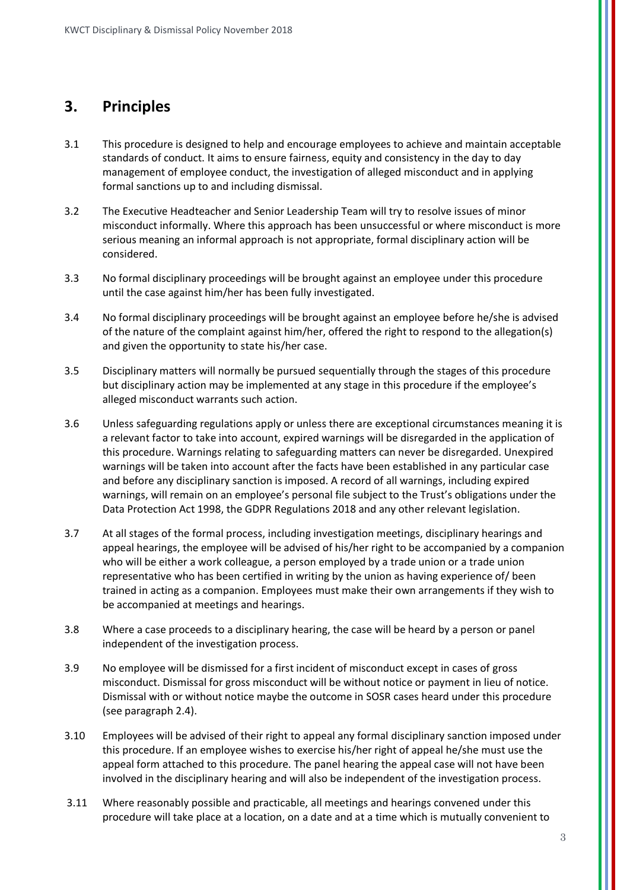## 3. Principles

3.1 This procedure is designed to help and encourage employees to achieve and maintain acceptable standards of conduct. It aims to ensure fairness, equity and consistency in the day to day management of employee conduct, the investigation of alleged misconduct and in applying formal sanctions up to and including dismissal.

3.2 The Executive Headteacher and Senior Leadership Team will try to resolve issues of minor misconduct informally. Where this approach has been unsuccessful or where misconduct is more serious meaning an informal approach is not appropriate, formal disciplinary action will be considered.

3.3 No formal disciplinary proceedings will be brought against an employee under this procedure until the case against him/her has been fully investigated.

3.4 No formal disciplinary proceedings will be brought against an employee before he/she is advised of the nature of the complaint against him/her, offered the right to respond to the allegation(s) and given the opportunity to state his/her case.

3.5 Disciplinary matters will normally be pursued sequentially through the stages of this procedure but disciplinary action may be implemented at any stage in this procedure if the employee's alleged misconduct warrants such action.

3.6 Unless safeguarding regulations apply or unless there are exceptional circumstances meaning it is a relevant factor to take into account, expired warnings will be disregarded in the application of this procedure. Warnings relating to safeguarding matters can never be disregarded. Unexpired warnings will be taken into account after the facts have been established in any particular case and before any disciplinary sanction is imposed. A record of all warnings, including expired warnings, will remain on an employee's personal file subject to the Trust's obligations under the Data Protection Act 1998, the GDPR Regulations 2018 and any other relevant legislation.

3.7 At all stages of the formal process, including investigation meetings, disciplinary hearings and appeal hearings, the employee will be advised of his/her right to be accompanied by a companion who will be either a work colleague, a person employed by a trade union or a trade union representative who has been certified in writing by the union as having experience of/ been trained in acting as a companion. Employees must make their own arrangements if they wish to be accompanied at meetings and hearings.

3.8 Where a case proceeds to a disciplinary hearing, the case will be heard by a person or panel independent of the investigation process.

3.9 No employee will be dismissed for a first incident of misconduct except in cases of gross misconduct. Dismissal for gross misconduct will be without notice or payment in lieu of notice. Dismissal with or without notice maybe the outcome in SOSR cases heard under this procedure (see paragraph 2.4).

3.10 Employees will be advised of their right to appeal any formal disciplinary sanction imposed under this procedure. If an employee wishes to exercise his/her right of appeal he/she must use the appeal form attached to this procedure. The panel hearing the appeal case will not have been involved in the disciplinary hearing and will also be independent of the investigation process.

3.11 Where reasonably possible and practicable, all meetings and hearings convened under this procedure will take place at a location, on a date and at a time which is mutually convenient to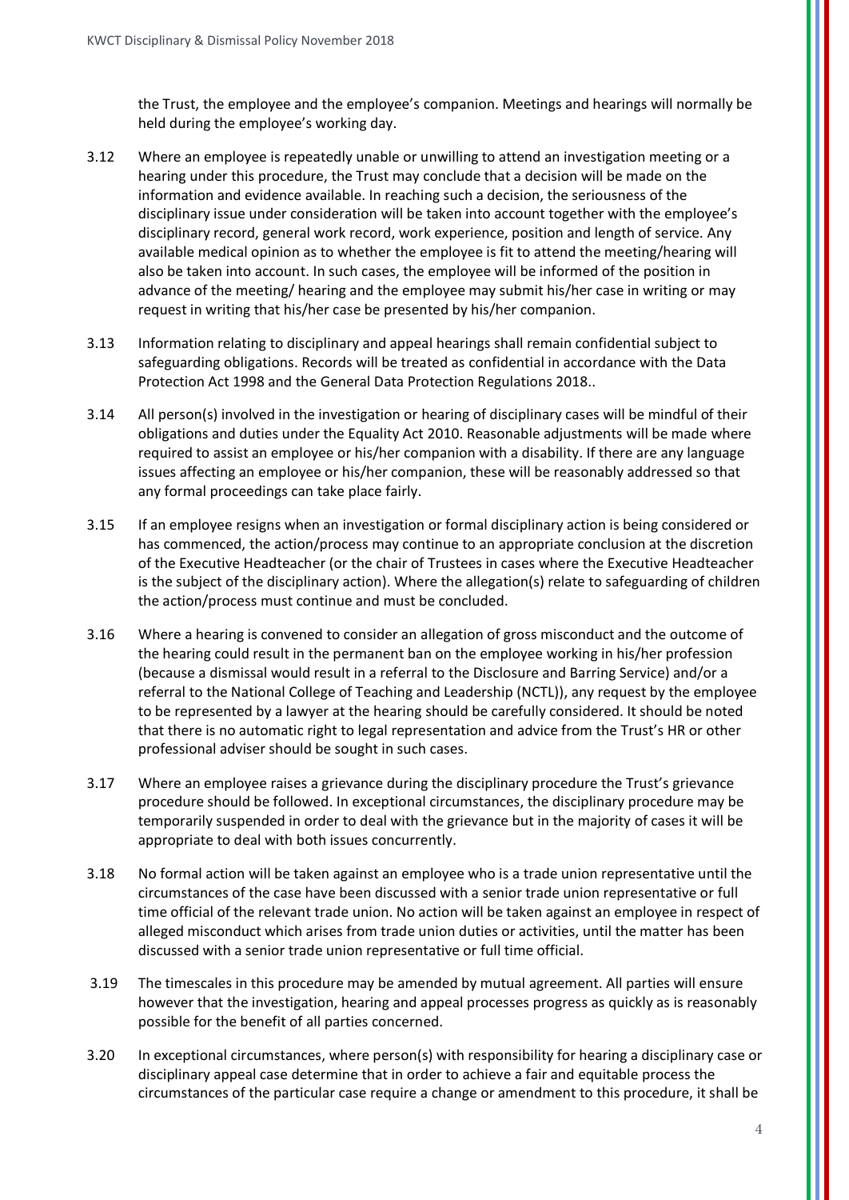the Trust, the employee and the employee's companion. Meetings and hearings will normally be held during the employee's working day.

3.12 Where an employee is repeatedly unable or unwilling to attend an investigation meeting or a hearing under this procedure, the Trust may conclude that a decision will be made on the information and evidence available. In reaching such a decision, the seriousness of the disciplinary issue under consideration will be taken into account together with the employee's disciplinary record, general work record, work experience, position and length of service. Any available medical opinion as to whether the employee is fit to attend the meeting/hearing will also be taken into account. In such cases, the employee will be informed of the position in advance of the meeting/ hearing and the employee may submit his/her case in writing or may request in writing that his/her case be presented by his/her companion.

3.13 Information relating to disciplinary and appeal hearings shall remain confidential subject to safeguarding obligations. Records will be treated as confidential in accordance with the Data Protection Act 1998 and the General Data Protection Regulations 2018..

3.14 All person(s) involved in the investigation or hearing of disciplinary cases will be mindful of their obligations and duties under the Equality Act 2010. Reasonable adjustments will be made where required to assist an employee or his/her companion with a disability. If there are any language issues affecting an employee or his/her companion, these will be reasonably addressed so that any formal proceedings can take place fairly.

3.15 If an employee resigns when an investigation or formal disciplinary action is being considered or has commenced, the action/process may continue to an appropriate conclusion at the discretion of the Executive Headteacher (or the chair of Trustees in cases where the Executive Headteacher is the subject of the disciplinary action). Where the allegation(s) relate to safeguarding of children the action/process must continue and must be concluded.

3.16 Where a hearing is convened to consider an allegation of gross misconduct and the outcome of the hearing could result in the permanent ban on the employee working in his/her profession (because a dismissal would result in a referral to the Disclosure and Barring Service) and/or a referral to the National College of Teaching and Leadership (NCTL)), any request by the employee to be represented by a lawyer at the hearing should be carefully considered. It should be noted that there is no automatic right to legal representation and advice from the Trust's HR or other professional adviser should be sought in such cases.

3.17 Where an employee raises a grievance during the disciplinary procedure the Trust's grievance procedure should be followed. In exceptional circumstances, the disciplinary procedure may be temporarily suspended in order to deal with the grievance but in the majority of cases it will be appropriate to deal with both issues concurrently.

3.18 No formal action will be taken against an employee who is a trade union representative until the circumstances of the case have been discussed with a senior trade union representative or full time official of the relevant trade union. No action will be taken against an employee in respect of alleged misconduct which arises from trade union duties or activities, until the matter has been discussed with a senior trade union representative or full time official.

3.19 The timescales in this procedure may be amended by mutual agreement. All parties will ensure however that the investigation, hearing and appeal processes progress as quickly as is reasonably possible for the benefit of all parties concerned.

3.20 In exceptional circumstances, where person(s) with responsibility for hearing a disciplinary case or disciplinary appeal case determine that in order to achieve a fair and equitable process the circumstances of the particular case require a change or amendment to this procedure, it shall be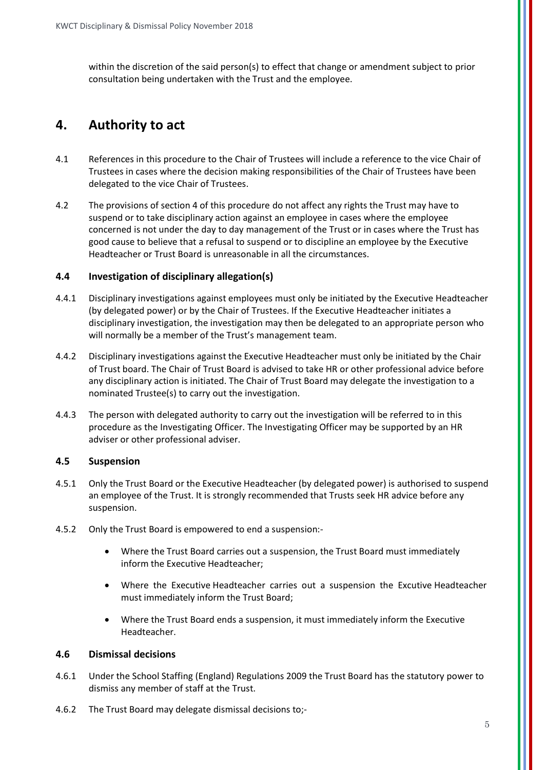within the discretion of the said person(s) to effect that change or amendment subject to prior consultation being undertaken with the Trust and the employee.

## 4. Authority to act

4.1 References in this procedure to the Chair of Trustees will include a reference to the vice Chair of Trustees in cases where the decision making responsibilities of the Chair of Trustees have been delegated to the vice Chair of Trustees.

4.2 The provisions of section 4 of this procedure do not affect any rights the Trust may have to suspend or to take disciplinary action against an employee in cases where the employee concerned is not under the day to day management of the Trust or in cases where the Trust has good cause to believe that a refusal to suspend or to discipline an employee by the Executive Headteacher or Trust Board is unreasonable in all the circumstances.

### 4.4 Investigation of disciplinary allegation(s)

4.4.1 Disciplinary investigations against employees must only be initiated by the Executive Headteacher (by delegated power) or by the Chair of Trustees. If the Executive Headteacher initiates a disciplinary investigation, the investigation may then be delegated to an appropriate person who will normally be a member of the Trust's management team.

4.4.2 Disciplinary investigations against the Executive Headteacher must only be initiated by the Chair of Trust board. The Chair of Trust Board is advised to take HR or other professional advice before any disciplinary action is initiated. The Chair of Trust Board may delegate the investigation to a nominated Trustee(s) to carry out the investigation.

4.4.3 The person with delegated authority to carry out the investigation will be referred to in this procedure as the Investigating Officer. The Investigating Officer may be supported by an HR adviser or other professional adviser.

### 4.5 Suspension

4.5.1 Only the Trust Board or the Executive Headteacher (by delegated power) is authorised to suspend an employee of the Trust. It is strongly recommended that Trusts seek HR advice before any suspension.

4.5.2 Only the Trust Board is empowered to end a suspension:-

- Where the Trust Board carries out a suspension, the Trust Board must immediately inform the Executive Headteacher;
- Where the Executive Headteacher carries out a suspension the Excutive Headteacher must immediately inform the Trust Board;
- Where the Trust Board ends a suspension, it must immediately inform the Executive Headteacher.

### 4.6 Dismissal decisions

4.6.1 Under the School Staffing (England) Regulations 2009 the Trust Board has the statutory power to dismiss any member of staff at the Trust.

4.6.2 The Trust Board may delegate dismissal decisions to;-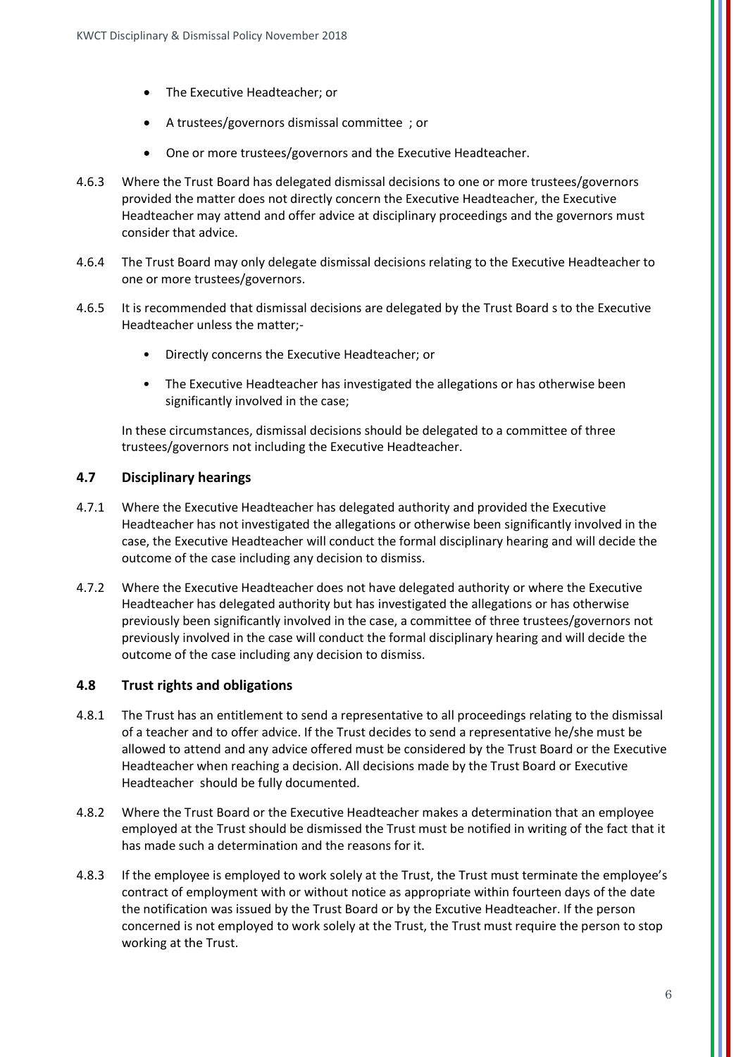- The Executive Headteacher; or
- A trustees/governors dismissal committee ; or
- One or more trustees/governors and the Executive Headteacher.

4.6.3 Where the Trust Board has delegated dismissal decisions to one or more trustees/governors provided the matter does not directly concern the Executive Headteacher, the Executive Headteacher may attend and offer advice at disciplinary proceedings and the governors must consider that advice.

4.6.4 The Trust Board may only delegate dismissal decisions relating to the Executive Headteacher to one or more trustees/governors.

4.6.5 It is recommended that dismissal decisions are delegated by the Trust Board s to the Executive Headteacher unless the matter;-

- Directly concerns the Executive Headteacher; or
- The Executive Headteacher has investigated the allegations or has otherwise been significantly involved in the case;

In these circumstances, dismissal decisions should be delegated to a committee of three trustees/governors not including the Executive Headteacher.

### 4.7 Disciplinary hearings

4.7.1 Where the Executive Headteacher has delegated authority and provided the Executive Headteacher has not investigated the allegations or otherwise been significantly involved in the case, the Executive Headteacher will conduct the formal disciplinary hearing and will decide the outcome of the case including any decision to dismiss.

4.7.2 Where the Executive Headteacher does not have delegated authority or where the Executive Headteacher has delegated authority but has investigated the allegations or has otherwise previously been significantly involved in the case, a committee of three trustees/governors not previously involved in the case will conduct the formal disciplinary hearing and will decide the outcome of the case including any decision to dismiss.

### 4.8 Trust rights and obligations

4.8.1 The Trust has an entitlement to send a representative to all proceedings relating to the dismissal of a teacher and to offer advice. If the Trust decides to send a representative he/she must be allowed to attend and any advice offered must be considered by the Trust Board or the Executive Headteacher when reaching a decision. All decisions made by the Trust Board or Executive Headteacher should be fully documented.

4.8.2 Where the Trust Board or the Executive Headteacher makes a determination that an employee employed at the Trust should be dismissed the Trust must be notified in writing of the fact that it has made such a determination and the reasons for it.

4.8.3 If the employee is employed to work solely at the Trust, the Trust must terminate the employee's contract of employment with or without notice as appropriate within fourteen days of the date the notification was issued by the Trust Board or by the Excutive Headteacher. If the person concerned is not employed to work solely at the Trust, the Trust must require the person to stop working at the Trust.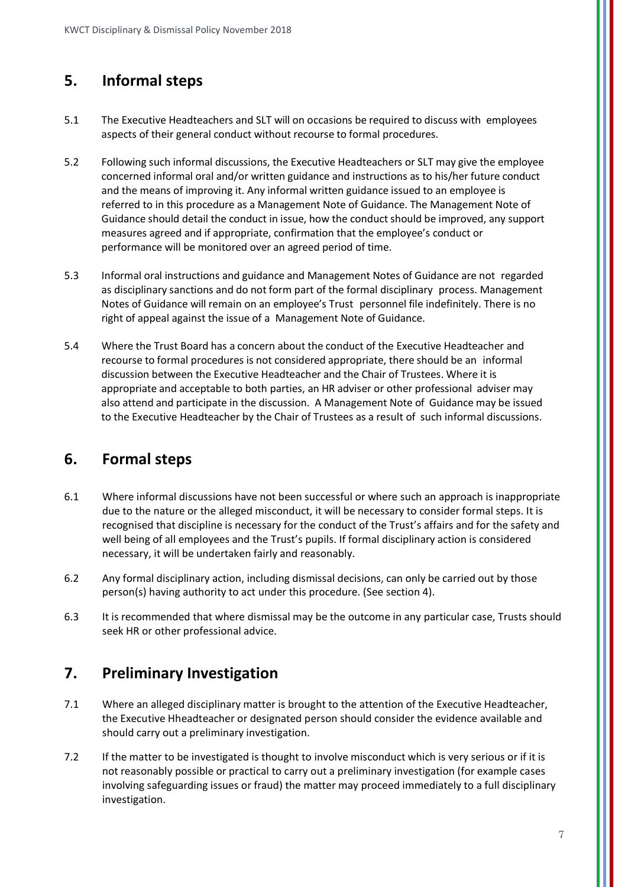## 5. Informal steps

5.1 The Executive Headteachers and SLT will on occasions be required to discuss with employees aspects of their general conduct without recourse to formal procedures.

5.2 Following such informal discussions, the Executive Headteachers or SLT may give the employee concerned informal oral and/or written guidance and instructions as to his/her future conduct and the means of improving it. Any informal written guidance issued to an employee is referred to in this procedure as a Management Note of Guidance. The Management Note of Guidance should detail the conduct in issue, how the conduct should be improved, any support measures agreed and if appropriate, confirmation that the employee's conduct or performance will be monitored over an agreed period of time.

5.3 Informal oral instructions and guidance and Management Notes of Guidance are not regarded as disciplinary sanctions and do not form part of the formal disciplinary process. Management Notes of Guidance will remain on an employee's Trust personnel file indefinitely. There is no right of appeal against the issue of a Management Note of Guidance.

5.4 Where the Trust Board has a concern about the conduct of the Executive Headteacher and recourse to formal procedures is not considered appropriate, there should be an informal discussion between the Executive Headteacher and the Chair of Trustees. Where it is appropriate and acceptable to both parties, an HR adviser or other professional adviser may also attend and participate in the discussion. A Management Note of Guidance may be issued to the Executive Headteacher by the Chair of Trustees as a result of such informal discussions.

## 6. Formal steps

6.1 Where informal discussions have not been successful or where such an approach is inappropriate due to the nature or the alleged misconduct, it will be necessary to consider formal steps. It is recognised that discipline is necessary for the conduct of the Trust's affairs and for the safety and well being of all employees and the Trust's pupils. If formal disciplinary action is considered necessary, it will be undertaken fairly and reasonably.

6.2 Any formal disciplinary action, including dismissal decisions, can only be carried out by those person(s) having authority to act under this procedure. (See section 4).

6.3 It is recommended that where dismissal may be the outcome in any particular case, Trusts should seek HR or other professional advice.

## 7. Preliminary Investigation

7.1 Where an alleged disciplinary matter is brought to the attention of the Executive Headteacher, the Executive Hheadteacher or designated person should consider the evidence available and should carry out a preliminary investigation.

7.2 If the matter to be investigated is thought to involve misconduct which is very serious or if it is not reasonably possible or practical to carry out a preliminary investigation (for example cases involving safeguarding issues or fraud) the matter may proceed immediately to a full disciplinary investigation.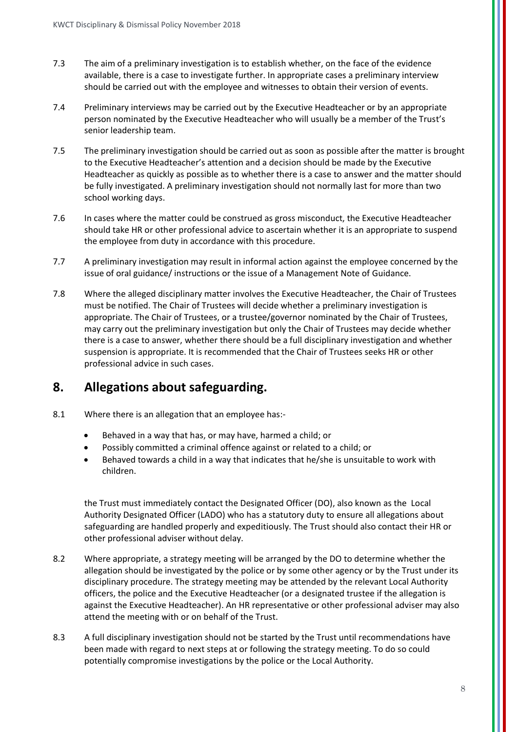7.3 The aim of a preliminary investigation is to establish whether, on the face of the evidence available, there is a case to investigate further. In appropriate cases a preliminary interview should be carried out with the employee and witnesses to obtain their version of events.

7.4 Preliminary interviews may be carried out by the Executive Headteacher or by an appropriate person nominated by the Executive Headteacher who will usually be a member of the Trust's senior leadership team.

7.5 The preliminary investigation should be carried out as soon as possible after the matter is brought to the Executive Headteacher's attention and a decision should be made by the Executive Headteacher as quickly as possible as to whether there is a case to answer and the matter should be fully investigated. A preliminary investigation should not normally last for more than two school working days.

7.6 In cases where the matter could be construed as gross misconduct, the Executive Headteacher should take HR or other professional advice to ascertain whether it is an appropriate to suspend the employee from duty in accordance with this procedure.

7.7 A preliminary investigation may result in informal action against the employee concerned by the issue of oral guidance/ instructions or the issue of a Management Note of Guidance.

7.8 Where the alleged disciplinary matter involves the Executive Headteacher, the Chair of Trustees must be notified. The Chair of Trustees will decide whether a preliminary investigation is appropriate. The Chair of Trustees, or a trustee/governor nominated by the Chair of Trustees, may carry out the preliminary investigation but only the Chair of Trustees may decide whether there is a case to answer, whether there should be a full disciplinary investigation and whether suspension is appropriate. It is recommended that the Chair of Trustees seeks HR or other professional advice in such cases.

## 8. Allegations about safeguarding.

8.1 Where there is an allegation that an employee has:-

- Behaved in a way that has, or may have, harmed a child; or
- Possibly committed a criminal offence against or related to a child; or
- Behaved towards a child in a way that indicates that he/she is unsuitable to work with children.

the Trust must immediately contact the Designated Officer (DO), also known as the Local Authority Designated Officer (LADO) who has a statutory duty to ensure all allegations about safeguarding are handled properly and expeditiously. The Trust should also contact their HR or other professional adviser without delay.

8.2 Where appropriate, a strategy meeting will be arranged by the DO to determine whether the allegation should be investigated by the police or by some other agency or by the Trust under its disciplinary procedure. The strategy meeting may be attended by the relevant Local Authority officers, the police and the Executive Headteacher (or a designated trustee if the allegation is against the Executive Headteacher). An HR representative or other professional adviser may also attend the meeting with or on behalf of the Trust.

8.3 A full disciplinary investigation should not be started by the Trust until recommendations have been made with regard to next steps at or following the strategy meeting. To do so could potentially compromise investigations by the police or the Local Authority.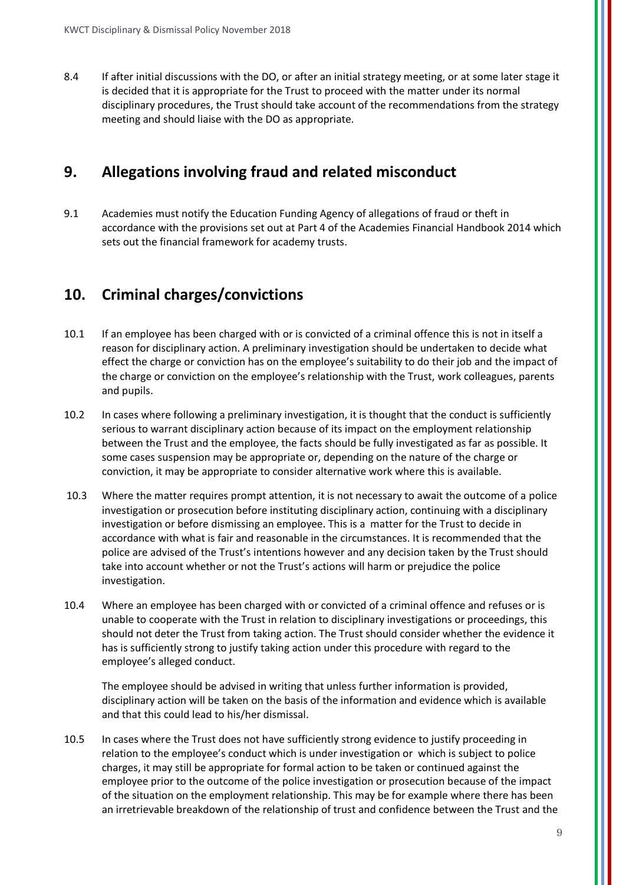8.4 If after initial discussions with the DO, or after an initial strategy meeting, or at some later stage it is decided that it is appropriate for the Trust to proceed with the matter under its normal disciplinary procedures, the Trust should take account of the recommendations from the strategy meeting and should liaise with the DO as appropriate.

## 9. Allegations involving fraud and related misconduct

9.1 Academies must notify the Education Funding Agency of allegations of fraud or theft in accordance with the provisions set out at Part 4 of the Academies Financial Handbook 2014 which sets out the financial framework for academy trusts.

## 10. Criminal charges/convictions

10.1 If an employee has been charged with or is convicted of a criminal offence this is not in itself a reason for disciplinary action. A preliminary investigation should be undertaken to decide what effect the charge or conviction has on the employee's suitability to do their job and the impact of the charge or conviction on the employee's relationship with the Trust, work colleagues, parents and pupils.

10.2 In cases where following a preliminary investigation, it is thought that the conduct is sufficiently serious to warrant disciplinary action because of its impact on the employment relationship between the Trust and the employee, the facts should be fully investigated as far as possible. It some cases suspension may be appropriate or, depending on the nature of the charge or conviction, it may be appropriate to consider alternative work where this is available.

10.3 Where the matter requires prompt attention, it is not necessary to await the outcome of a police investigation or prosecution before instituting disciplinary action, continuing with a disciplinary investigation or before dismissing an employee. This is a matter for the Trust to decide in accordance with what is fair and reasonable in the circumstances. It is recommended that the police are advised of the Trust's intentions however and any decision taken by the Trust should take into account whether or not the Trust's actions will harm or prejudice the police investigation.

10.4 Where an employee has been charged with or convicted of a criminal offence and refuses or is unable to cooperate with the Trust in relation to disciplinary investigations or proceedings, this should not deter the Trust from taking action. The Trust should consider whether the evidence it has is sufficiently strong to justify taking action under this procedure with regard to the employee's alleged conduct.

The employee should be advised in writing that unless further information is provided, disciplinary action will be taken on the basis of the information and evidence which is available and that this could lead to his/her dismissal.

10.5 In cases where the Trust does not have sufficiently strong evidence to justify proceeding in relation to the employee's conduct which is under investigation or which is subject to police charges, it may still be appropriate for formal action to be taken or continued against the employee prior to the outcome of the police investigation or prosecution because of the impact of the situation on the employment relationship. This may be for example where there has been an irretrievable breakdown of the relationship of trust and confidence between the Trust and the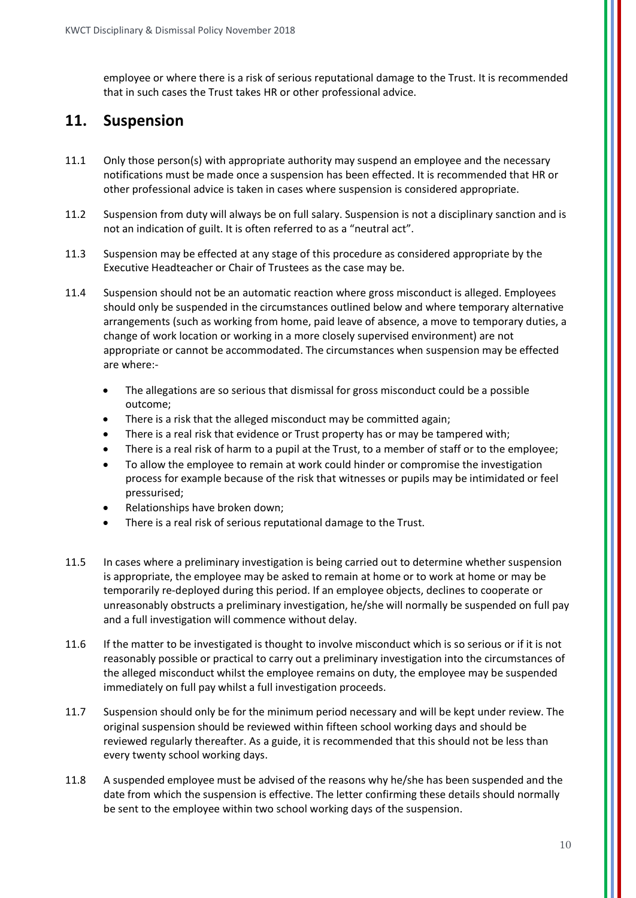employee or where there is a risk of serious reputational damage to the Trust. It is recommended that in such cases the Trust takes HR or other professional advice.

## 11. Suspension

11.1 Only those person(s) with appropriate authority may suspend an employee and the necessary notifications must be made once a suspension has been effected. It is recommended that HR or other professional advice is taken in cases where suspension is considered appropriate.

11.2 Suspension from duty will always be on full salary. Suspension is not a disciplinary sanction and is not an indication of guilt. It is often referred to as a "neutral act".

11.3 Suspension may be effected at any stage of this procedure as considered appropriate by the Executive Headteacher or Chair of Trustees as the case may be.

11.4 Suspension should not be an automatic reaction where gross misconduct is alleged. Employees should only be suspended in the circumstances outlined below and where temporary alternative arrangements (such as working from home, paid leave of absence, a move to temporary duties, a change of work location or working in a more closely supervised environment) are not appropriate or cannot be accommodated. The circumstances when suspension may be effected are where:-

- The allegations are so serious that dismissal for gross misconduct could be a possible outcome;
- There is a risk that the alleged misconduct may be committed again;
- There is a real risk that evidence or Trust property has or may be tampered with;
- There is a real risk of harm to a pupil at the Trust, to a member of staff or to the employee;
- To allow the employee to remain at work could hinder or compromise the investigation process for example because of the risk that witnesses or pupils may be intimidated or feel pressurised;
- Relationships have broken down;
- There is a real risk of serious reputational damage to the Trust.

11.5 In cases where a preliminary investigation is being carried out to determine whether suspension is appropriate, the employee may be asked to remain at home or to work at home or may be temporarily re-deployed during this period. If an employee objects, declines to cooperate or unreasonably obstructs a preliminary investigation, he/she will normally be suspended on full pay and a full investigation will commence without delay.

11.6 If the matter to be investigated is thought to involve misconduct which is so serious or if it is not reasonably possible or practical to carry out a preliminary investigation into the circumstances of the alleged misconduct whilst the employee remains on duty, the employee may be suspended immediately on full pay whilst a full investigation proceeds.

11.7 Suspension should only be for the minimum period necessary and will be kept under review. The original suspension should be reviewed within fifteen school working days and should be reviewed regularly thereafter. As a guide, it is recommended that this should not be less than every twenty school working days.

11.8 A suspended employee must be advised of the reasons why he/she has been suspended and the date from which the suspension is effective. The letter confirming these details should normally be sent to the employee within two school working days of the suspension.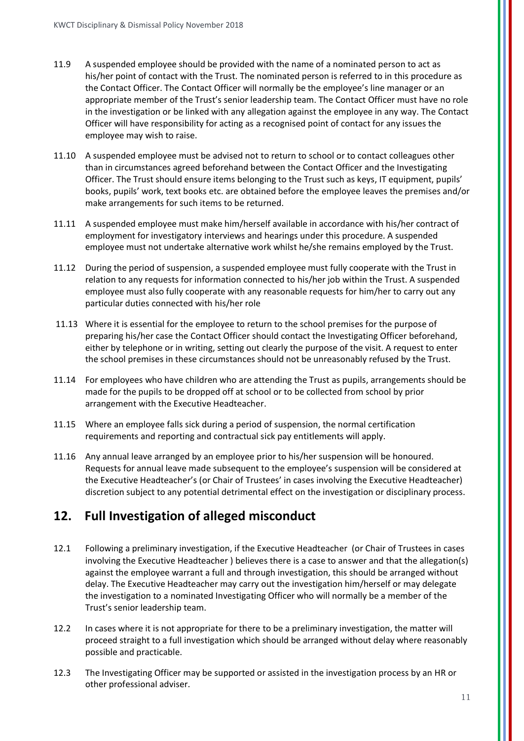11.9 A suspended employee should be provided with the name of a nominated person to act as his/her point of contact with the Trust. The nominated person is referred to in this procedure as the Contact Officer. The Contact Officer will normally be the employee's line manager or an appropriate member of the Trust's senior leadership team. The Contact Officer must have no role in the investigation or be linked with any allegation against the employee in any way. The Contact Officer will have responsibility for acting as a recognised point of contact for any issues the employee may wish to raise.

11.10 A suspended employee must be advised not to return to school or to contact colleagues other than in circumstances agreed beforehand between the Contact Officer and the Investigating Officer. The Trust should ensure items belonging to the Trust such as keys, IT equipment, pupils' books, pupils' work, text books etc. are obtained before the employee leaves the premises and/or make arrangements for such items to be returned.

11.11 A suspended employee must make him/herself available in accordance with his/her contract of employment for investigatory interviews and hearings under this procedure. A suspended employee must not undertake alternative work whilst he/she remains employed by the Trust.

11.12 During the period of suspension, a suspended employee must fully cooperate with the Trust in relation to any requests for information connected to his/her job within the Trust. A suspended employee must also fully cooperate with any reasonable requests for him/her to carry out any particular duties connected with his/her role

11.13 Where it is essential for the employee to return to the school premises for the purpose of preparing his/her case the Contact Officer should contact the Investigating Officer beforehand, either by telephone or in writing, setting out clearly the purpose of the visit. A request to enter the school premises in these circumstances should not be unreasonably refused by the Trust.

11.14 For employees who have children who are attending the Trust as pupils, arrangements should be made for the pupils to be dropped off at school or to be collected from school by prior arrangement with the Executive Headteacher.

11.15 Where an employee falls sick during a period of suspension, the normal certification requirements and reporting and contractual sick pay entitlements will apply.

11.16 Any annual leave arranged by an employee prior to his/her suspension will be honoured. Requests for annual leave made subsequent to the employee's suspension will be considered at the Executive Headteacher's (or Chair of Trustees' in cases involving the Executive Headteacher) discretion subject to any potential detrimental effect on the investigation or disciplinary process.

## 12. Full Investigation of alleged misconduct

12.1 Following a preliminary investigation, if the Executive Headteacher (or Chair of Trustees in cases involving the Executive Headteacher ) believes there is a case to answer and that the allegation(s) against the employee warrant a full and through investigation, this should be arranged without delay. The Executive Headteacher may carry out the investigation him/herself or may delegate the investigation to a nominated Investigating Officer who will normally be a member of the Trust's senior leadership team.

12.2 In cases where it is not appropriate for there to be a preliminary investigation, the matter will proceed straight to a full investigation which should be arranged without delay where reasonably possible and practicable.

12.3 The Investigating Officer may be supported or assisted in the investigation process by an HR or other professional adviser.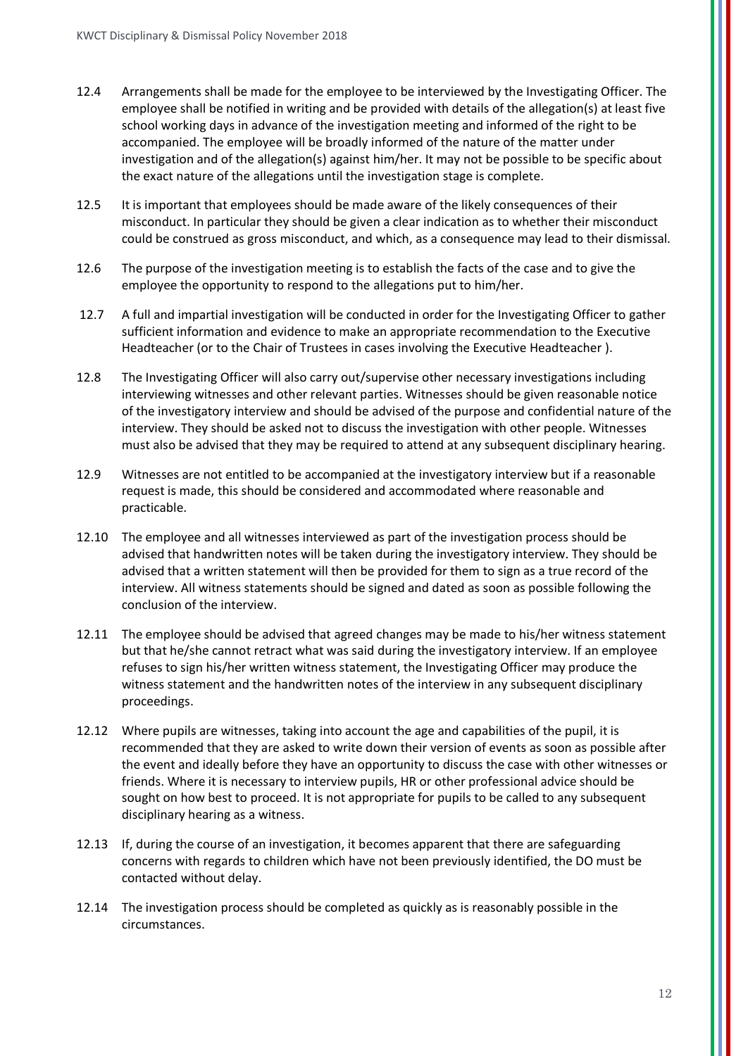12.4 Arrangements shall be made for the employee to be interviewed by the Investigating Officer. The employee shall be notified in writing and be provided with details of the allegation(s) at least five school working days in advance of the investigation meeting and informed of the right to be accompanied. The employee will be broadly informed of the nature of the matter under investigation and of the allegation(s) against him/her. It may not be possible to be specific about the exact nature of the allegations until the investigation stage is complete.

12.5 It is important that employees should be made aware of the likely consequences of their misconduct. In particular they should be given a clear indication as to whether their misconduct could be construed as gross misconduct, and which, as a consequence may lead to their dismissal.

12.6 The purpose of the investigation meeting is to establish the facts of the case and to give the employee the opportunity to respond to the allegations put to him/her.

12.7 A full and impartial investigation will be conducted in order for the Investigating Officer to gather sufficient information and evidence to make an appropriate recommendation to the Executive Headteacher (or to the Chair of Trustees in cases involving the Executive Headteacher ).

12.8 The Investigating Officer will also carry out/supervise other necessary investigations including interviewing witnesses and other relevant parties. Witnesses should be given reasonable notice of the investigatory interview and should be advised of the purpose and confidential nature of the interview. They should be asked not to discuss the investigation with other people. Witnesses must also be advised that they may be required to attend at any subsequent disciplinary hearing.

12.9 Witnesses are not entitled to be accompanied at the investigatory interview but if a reasonable request is made, this should be considered and accommodated where reasonable and practicable.

12.10 The employee and all witnesses interviewed as part of the investigation process should be advised that handwritten notes will be taken during the investigatory interview. They should be advised that a written statement will then be provided for them to sign as a true record of the interview. All witness statements should be signed and dated as soon as possible following the conclusion of the interview.

12.11 The employee should be advised that agreed changes may be made to his/her witness statement but that he/she cannot retract what was said during the investigatory interview. If an employee refuses to sign his/her written witness statement, the Investigating Officer may produce the witness statement and the handwritten notes of the interview in any subsequent disciplinary proceedings.

12.12 Where pupils are witnesses, taking into account the age and capabilities of the pupil, it is recommended that they are asked to write down their version of events as soon as possible after the event and ideally before they have an opportunity to discuss the case with other witnesses or friends. Where it is necessary to interview pupils, HR or other professional advice should be sought on how best to proceed. It is not appropriate for pupils to be called to any subsequent disciplinary hearing as a witness.

12.13 If, during the course of an investigation, it becomes apparent that there are safeguarding concerns with regards to children which have not been previously identified, the DO must be contacted without delay.

12.14 The investigation process should be completed as quickly as is reasonably possible in the circumstances.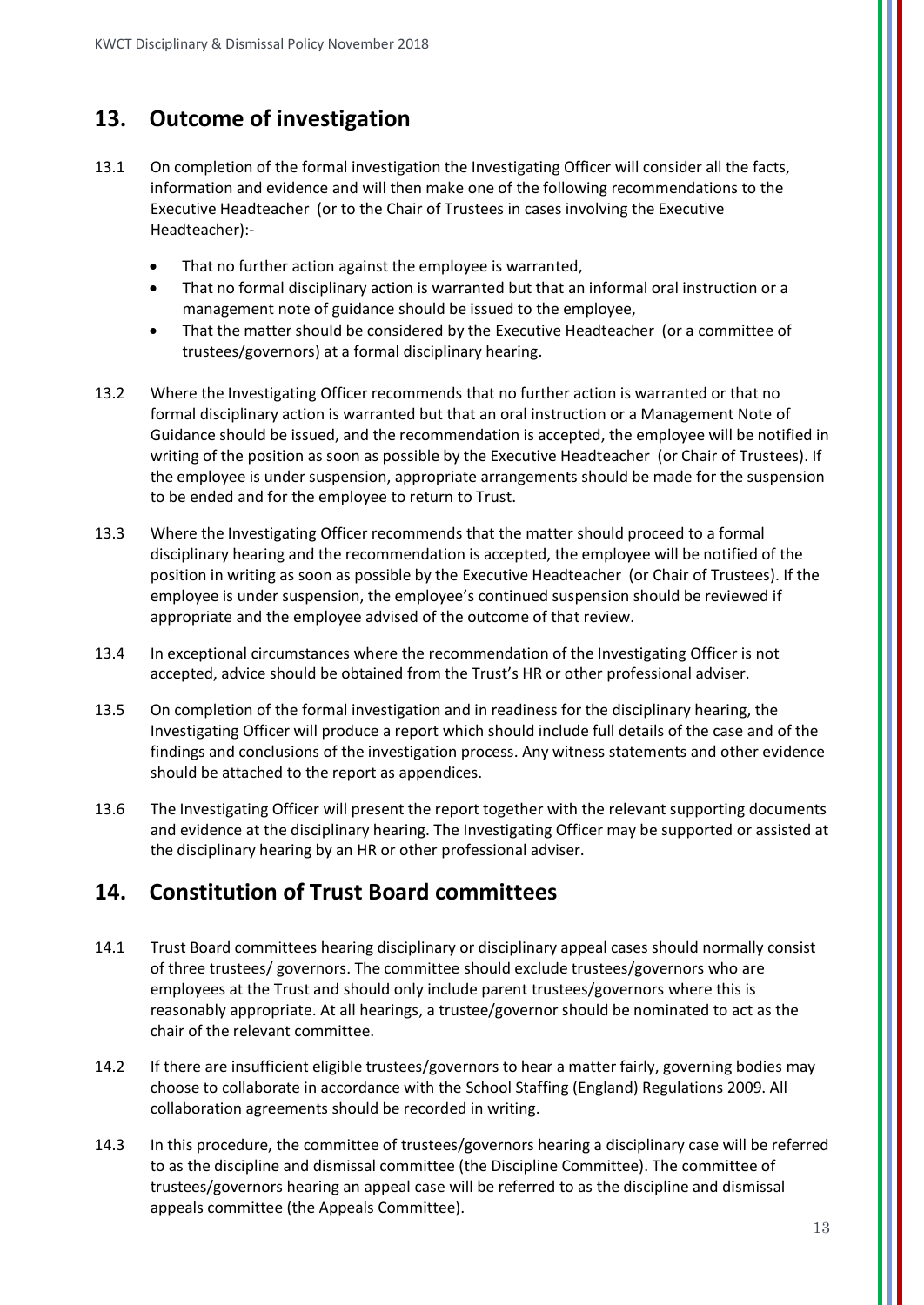## 13. Outcome of investigation

13.1 On completion of the formal investigation the Investigating Officer will consider all the facts, information and evidence and will then make one of the following recommendations to the Executive Headteacher (or to the Chair of Trustees in cases involving the Executive Headteacher):-

- That no further action against the employee is warranted,
- That no formal disciplinary action is warranted but that an informal oral instruction or a management note of guidance should be issued to the employee,
- That the matter should be considered by the Executive Headteacher (or a committee of trustees/governors) at a formal disciplinary hearing.

13.2 Where the Investigating Officer recommends that no further action is warranted or that no formal disciplinary action is warranted but that an oral instruction or a Management Note of Guidance should be issued, and the recommendation is accepted, the employee will be notified in writing of the position as soon as possible by the Executive Headteacher (or Chair of Trustees). If the employee is under suspension, appropriate arrangements should be made for the suspension to be ended and for the employee to return to Trust.

13.3 Where the Investigating Officer recommends that the matter should proceed to a formal disciplinary hearing and the recommendation is accepted, the employee will be notified of the position in writing as soon as possible by the Executive Headteacher (or Chair of Trustees). If the employee is under suspension, the employee's continued suspension should be reviewed if appropriate and the employee advised of the outcome of that review.

13.4 In exceptional circumstances where the recommendation of the Investigating Officer is not accepted, advice should be obtained from the Trust's HR or other professional adviser.

13.5 On completion of the formal investigation and in readiness for the disciplinary hearing, the Investigating Officer will produce a report which should include full details of the case and of the findings and conclusions of the investigation process. Any witness statements and other evidence should be attached to the report as appendices.

13.6 The Investigating Officer will present the report together with the relevant supporting documents and evidence at the disciplinary hearing. The Investigating Officer may be supported or assisted at the disciplinary hearing by an HR or other professional adviser.

## 14. Constitution of Trust Board committees

14.1 Trust Board committees hearing disciplinary or disciplinary appeal cases should normally consist of three trustees/ governors. The committee should exclude trustees/governors who are employees at the Trust and should only include parent trustees/governors where this is reasonably appropriate. At all hearings, a trustee/governor should be nominated to act as the chair of the relevant committee.

14.2 If there are insufficient eligible trustees/governors to hear a matter fairly, governing bodies may choose to collaborate in accordance with the School Staffing (England) Regulations 2009. All collaboration agreements should be recorded in writing.

14.3 In this procedure, the committee of trustees/governors hearing a disciplinary case will be referred to as the discipline and dismissal committee (the Discipline Committee). The committee of trustees/governors hearing an appeal case will be referred to as the discipline and dismissal appeals committee (the Appeals Committee).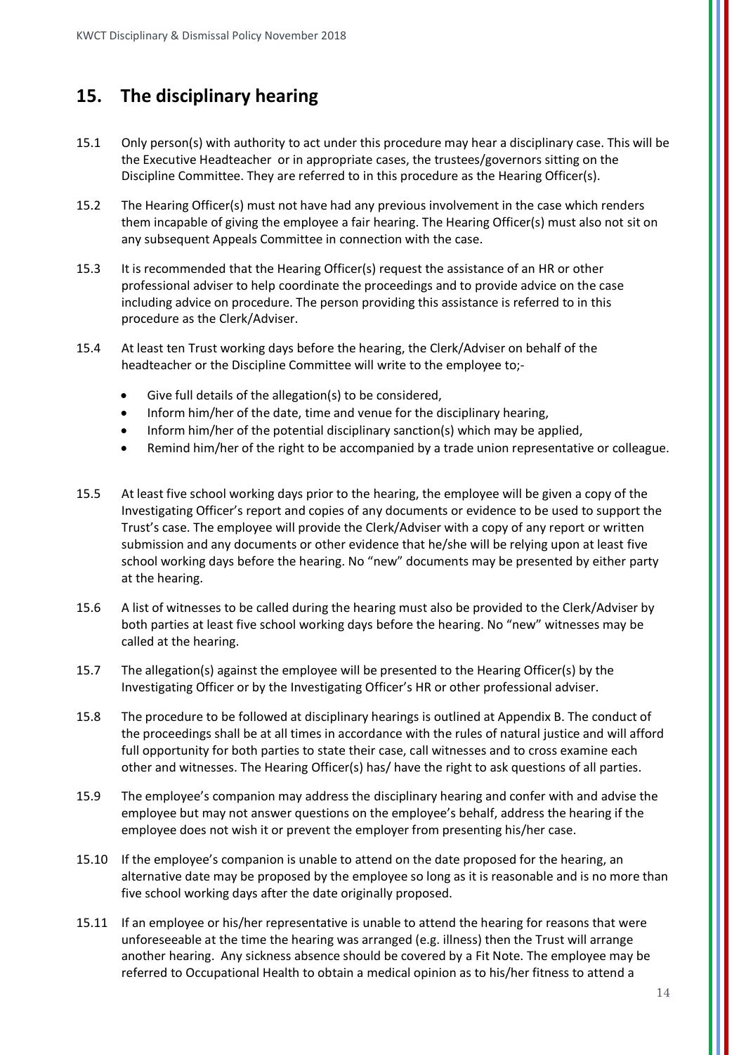## 15. The disciplinary hearing

15.1 Only person(s) with authority to act under this procedure may hear a disciplinary case. This will be the Executive Headteacher or in appropriate cases, the trustees/governors sitting on the Discipline Committee. They are referred to in this procedure as the Hearing Officer(s).

15.2 The Hearing Officer(s) must not have had any previous involvement in the case which renders them incapable of giving the employee a fair hearing. The Hearing Officer(s) must also not sit on any subsequent Appeals Committee in connection with the case.

15.3 It is recommended that the Hearing Officer(s) request the assistance of an HR or other professional adviser to help coordinate the proceedings and to provide advice on the case including advice on procedure. The person providing this assistance is referred to in this procedure as the Clerk/Adviser.

15.4 At least ten Trust working days before the hearing, the Clerk/Adviser on behalf of the headteacher or the Discipline Committee will write to the employee to;-

- Give full details of the allegation(s) to be considered,
- Inform him/her of the date, time and venue for the disciplinary hearing,
- Inform him/her of the potential disciplinary sanction(s) which may be applied,
- Remind him/her of the right to be accompanied by a trade union representative or colleague.

15.5 At least five school working days prior to the hearing, the employee will be given a copy of the Investigating Officer's report and copies of any documents or evidence to be used to support the Trust's case. The employee will provide the Clerk/Adviser with a copy of any report or written submission and any documents or other evidence that he/she will be relying upon at least five school working days before the hearing. No "new" documents may be presented by either party at the hearing.

15.6 A list of witnesses to be called during the hearing must also be provided to the Clerk/Adviser by both parties at least five school working days before the hearing. No "new" witnesses may be called at the hearing.

15.7 The allegation(s) against the employee will be presented to the Hearing Officer(s) by the Investigating Officer or by the Investigating Officer's HR or other professional adviser.

15.8 The procedure to be followed at disciplinary hearings is outlined at Appendix B. The conduct of the proceedings shall be at all times in accordance with the rules of natural justice and will afford full opportunity for both parties to state their case, call witnesses and to cross examine each other and witnesses. The Hearing Officer(s) has/ have the right to ask questions of all parties.

15.9 The employee's companion may address the disciplinary hearing and confer with and advise the employee but may not answer questions on the employee's behalf, address the hearing if the employee does not wish it or prevent the employer from presenting his/her case.

15.10 If the employee's companion is unable to attend on the date proposed for the hearing, an alternative date may be proposed by the employee so long as it is reasonable and is no more than five school working days after the date originally proposed.

15.11 If an employee or his/her representative is unable to attend the hearing for reasons that were unforeseeable at the time the hearing was arranged (e.g. illness) then the Trust will arrange another hearing. Any sickness absence should be covered by a Fit Note. The employee may be referred to Occupational Health to obtain a medical opinion as to his/her fitness to attend a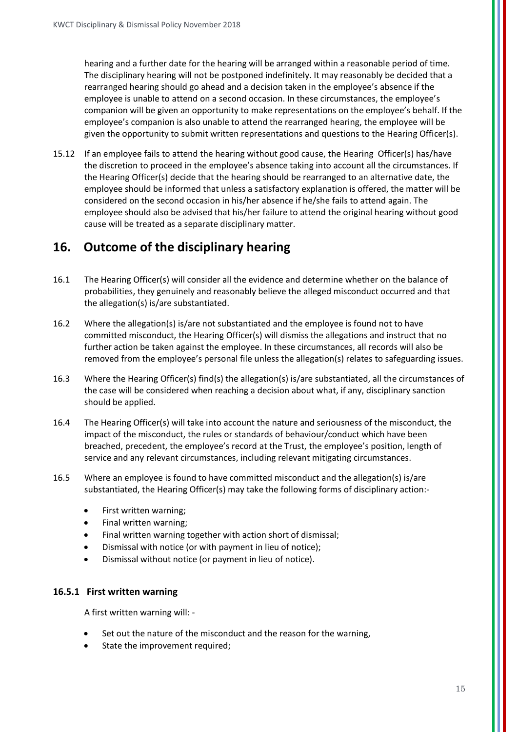hearing and a further date for the hearing will be arranged within a reasonable period of time. The disciplinary hearing will not be postponed indefinitely. It may reasonably be decided that a rearranged hearing should go ahead and a decision taken in the employee's absence if the employee is unable to attend on a second occasion. In these circumstances, the employee's companion will be given an opportunity to make representations on the employee's behalf. If the employee's companion is also unable to attend the rearranged hearing, the employee will be given the opportunity to submit written representations and questions to the Hearing Officer(s).

15.12 If an employee fails to attend the hearing without good cause, the Hearing Officer(s) has/have the discretion to proceed in the employee's absence taking into account all the circumstances. If the Hearing Officer(s) decide that the hearing should be rearranged to an alternative date, the employee should be informed that unless a satisfactory explanation is offered, the matter will be considered on the second occasion in his/her absence if he/she fails to attend again. The employee should also be advised that his/her failure to attend the original hearing without good cause will be treated as a separate disciplinary matter.

## 16. Outcome of the disciplinary hearing

16.1 The Hearing Officer(s) will consider all the evidence and determine whether on the balance of probabilities, they genuinely and reasonably believe the alleged misconduct occurred and that the allegation(s) is/are substantiated.

16.2 Where the allegation(s) is/are not substantiated and the employee is found not to have committed misconduct, the Hearing Officer(s) will dismiss the allegations and instruct that no further action be taken against the employee. In these circumstances, all records will also be removed from the employee's personal file unless the allegation(s) relates to safeguarding issues.

16.3 Where the Hearing Officer(s) find(s) the allegation(s) is/are substantiated, all the circumstances of the case will be considered when reaching a decision about what, if any, disciplinary sanction should be applied.

16.4 The Hearing Officer(s) will take into account the nature and seriousness of the misconduct, the impact of the misconduct, the rules or standards of behaviour/conduct which have been breached, precedent, the employee's record at the Trust, the employee's position, length of service and any relevant circumstances, including relevant mitigating circumstances.

16.5 Where an employee is found to have committed misconduct and the allegation(s) is/are substantiated, the Hearing Officer(s) may take the following forms of disciplinary action:-

- First written warning;
- Final written warning;
- Final written warning together with action short of dismissal;
- Dismissal with notice (or with payment in lieu of notice);
- Dismissal without notice (or payment in lieu of notice).

### 16.5.1 First written warning

A first written warning will: -

- Set out the nature of the misconduct and the reason for the warning,
- State the improvement required;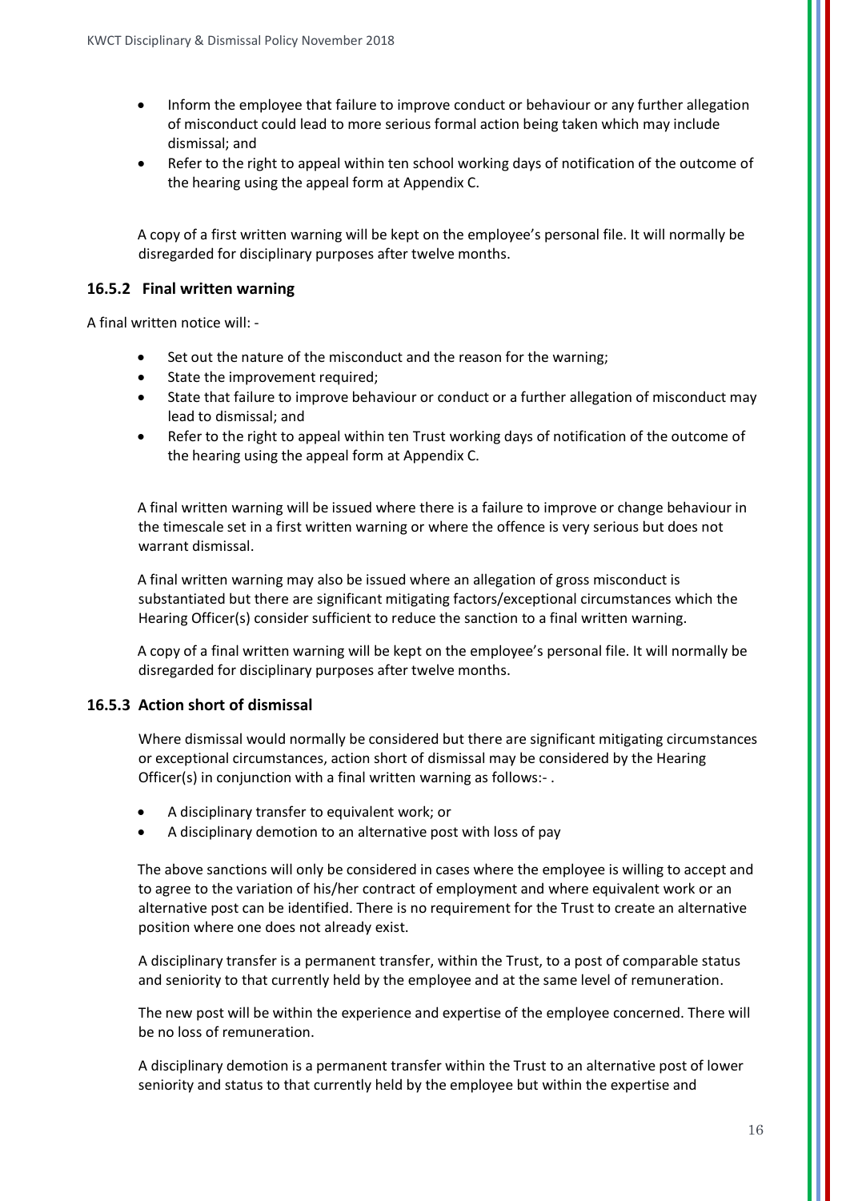- Inform the employee that failure to improve conduct or behaviour or any further allegation of misconduct could lead to more serious formal action being taken which may include dismissal; and
- Refer to the right to appeal within ten school working days of notification of the outcome of the hearing using the appeal form at Appendix C.

A copy of a first written warning will be kept on the employee's personal file. It will normally be disregarded for disciplinary purposes after twelve months.

### 16.5.2 Final written warning

A final written notice will: -

- Set out the nature of the misconduct and the reason for the warning;
- State the improvement required;
- State that failure to improve behaviour or conduct or a further allegation of misconduct may lead to dismissal; and
- Refer to the right to appeal within ten Trust working days of notification of the outcome of the hearing using the appeal form at Appendix C.

A final written warning will be issued where there is a failure to improve or change behaviour in the timescale set in a first written warning or where the offence is very serious but does not warrant dismissal.

A final written warning may also be issued where an allegation of gross misconduct is substantiated but there are significant mitigating factors/exceptional circumstances which the Hearing Officer(s) consider sufficient to reduce the sanction to a final written warning.

A copy of a final written warning will be kept on the employee's personal file. It will normally be disregarded for disciplinary purposes after twelve months.

### 16.5.3 Action short of dismissal

Where dismissal would normally be considered but there are significant mitigating circumstances or exceptional circumstances, action short of dismissal may be considered by the Hearing Officer(s) in conjunction with a final written warning as follows:- .

- A disciplinary transfer to equivalent work; or
- A disciplinary demotion to an alternative post with loss of pay

The above sanctions will only be considered in cases where the employee is willing to accept and to agree to the variation of his/her contract of employment and where equivalent work or an alternative post can be identified. There is no requirement for the Trust to create an alternative position where one does not already exist.

A disciplinary transfer is a permanent transfer, within the Trust, to a post of comparable status and seniority to that currently held by the employee and at the same level of remuneration.

The new post will be within the experience and expertise of the employee concerned. There will be no loss of remuneration.

A disciplinary demotion is a permanent transfer within the Trust to an alternative post of lower seniority and status to that currently held by the employee but within the expertise and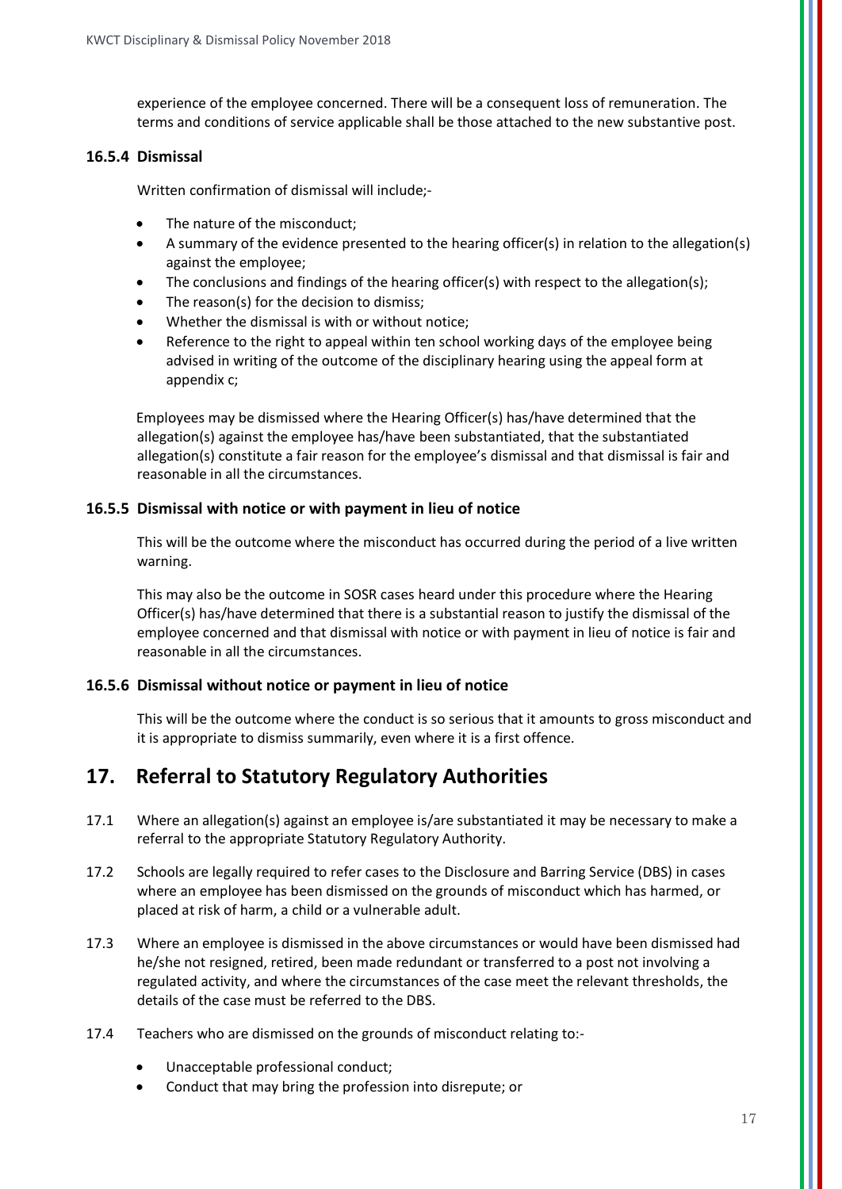experience of the employee concerned. There will be a consequent loss of remuneration. The terms and conditions of service applicable shall be those attached to the new substantive post.

### 16.5.4 Dismissal

Written confirmation of dismissal will include;-

- The nature of the misconduct;
- A summary of the evidence presented to the hearing officer(s) in relation to the allegation(s) against the employee;
- The conclusions and findings of the hearing officer(s) with respect to the allegation(s);
- The reason(s) for the decision to dismiss;
- Whether the dismissal is with or without notice;
- Reference to the right to appeal within ten school working days of the employee being advised in writing of the outcome of the disciplinary hearing using the appeal form at appendix c;

Employees may be dismissed where the Hearing Officer(s) has/have determined that the allegation(s) against the employee has/have been substantiated, that the substantiated allegation(s) constitute a fair reason for the employee's dismissal and that dismissal is fair and reasonable in all the circumstances.

### 16.5.5 Dismissal with notice or with payment in lieu of notice

This will be the outcome where the misconduct has occurred during the period of a live written warning.

This may also be the outcome in SOSR cases heard under this procedure where the Hearing Officer(s) has/have determined that there is a substantial reason to justify the dismissal of the employee concerned and that dismissal with notice or with payment in lieu of notice is fair and reasonable in all the circumstances.

### 16.5.6 Dismissal without notice or payment in lieu of notice

This will be the outcome where the conduct is so serious that it amounts to gross misconduct and it is appropriate to dismiss summarily, even where it is a first offence.

## 17. Referral to Statutory Regulatory Authorities

17.1 Where an allegation(s) against an employee is/are substantiated it may be necessary to make a referral to the appropriate Statutory Regulatory Authority.

17.2 Schools are legally required to refer cases to the Disclosure and Barring Service (DBS) in cases where an employee has been dismissed on the grounds of misconduct which has harmed, or placed at risk of harm, a child or a vulnerable adult.

17.3 Where an employee is dismissed in the above circumstances or would have been dismissed had he/she not resigned, retired, been made redundant or transferred to a post not involving a regulated activity, and where the circumstances of the case meet the relevant thresholds, the details of the case must be referred to the DBS.

17.4 Teachers who are dismissed on the grounds of misconduct relating to:-

- Unacceptable professional conduct;
- Conduct that may bring the profession into disrepute; or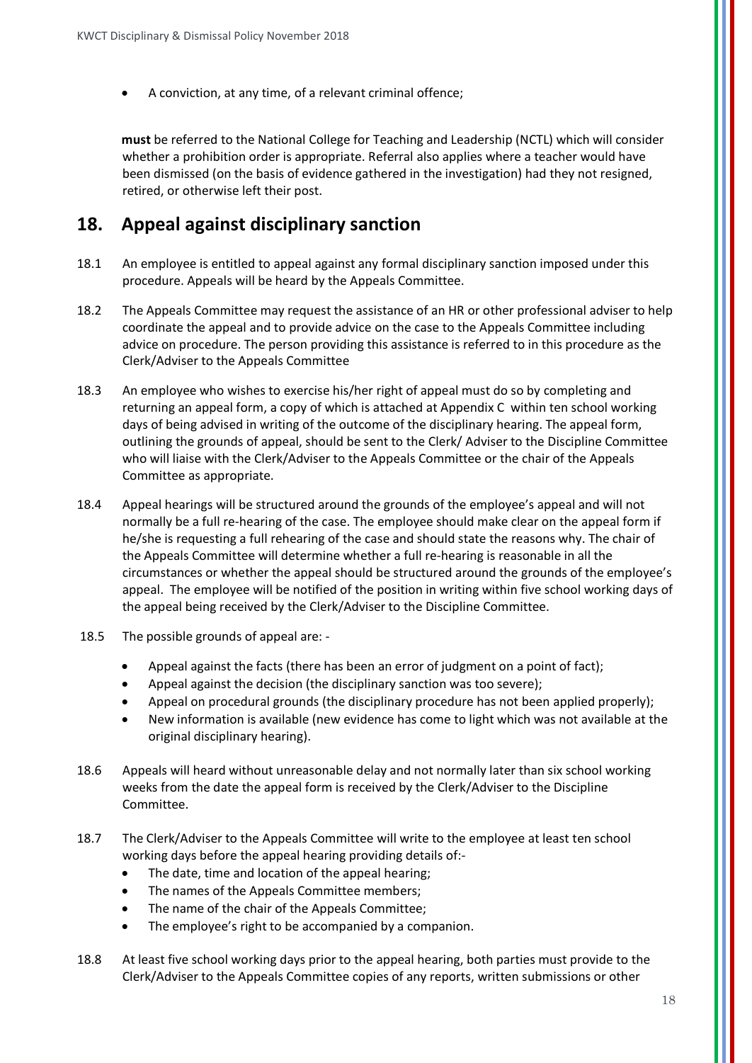- A conviction, at any time, of a relevant criminal offence;

**must** be referred to the National College for Teaching and Leadership (NCTL) which will consider whether a prohibition order is appropriate. Referral also applies where a teacher would have been dismissed (on the basis of evidence gathered in the investigation) had they not resigned, retired, or otherwise left their post.

## 18. Appeal against disciplinary sanction

18.1 An employee is entitled to appeal against any formal disciplinary sanction imposed under this procedure. Appeals will be heard by the Appeals Committee.

18.2 The Appeals Committee may request the assistance of an HR or other professional adviser to help coordinate the appeal and to provide advice on the case to the Appeals Committee including advice on procedure. The person providing this assistance is referred to in this procedure as the Clerk/Adviser to the Appeals Committee

18.3 An employee who wishes to exercise his/her right of appeal must do so by completing and returning an appeal form, a copy of which is attached at Appendix C within ten school working days of being advised in writing of the outcome of the disciplinary hearing. The appeal form, outlining the grounds of appeal, should be sent to the Clerk/ Adviser to the Discipline Committee who will liaise with the Clerk/Adviser to the Appeals Committee or the chair of the Appeals Committee as appropriate.

18.4 Appeal hearings will be structured around the grounds of the employee's appeal and will not normally be a full re-hearing of the case. The employee should make clear on the appeal form if he/she is requesting a full rehearing of the case and should state the reasons why. The chair of the Appeals Committee will determine whether a full re-hearing is reasonable in all the circumstances or whether the appeal should be structured around the grounds of the employee's appeal. The employee will be notified of the position in writing within five school working days of the appeal being received by the Clerk/Adviser to the Discipline Committee.

18.5 The possible grounds of appeal are: -

- Appeal against the facts (there has been an error of judgment on a point of fact);
- Appeal against the decision (the disciplinary sanction was too severe);
- Appeal on procedural grounds (the disciplinary procedure has not been applied properly);
- New information is available (new evidence has come to light which was not available at the original disciplinary hearing).

18.6 Appeals will heard without unreasonable delay and not normally later than six school working weeks from the date the appeal form is received by the Clerk/Adviser to the Discipline Committee.

18.7 The Clerk/Adviser to the Appeals Committee will write to the employee at least ten school working days before the appeal hearing providing details of:-

- The date, time and location of the appeal hearing;
- The names of the Appeals Committee members;
- The name of the chair of the Appeals Committee;
- The employee's right to be accompanied by a companion.

18.8 At least five school working days prior to the appeal hearing, both parties must provide to the Clerk/Adviser to the Appeals Committee copies of any reports, written submissions or other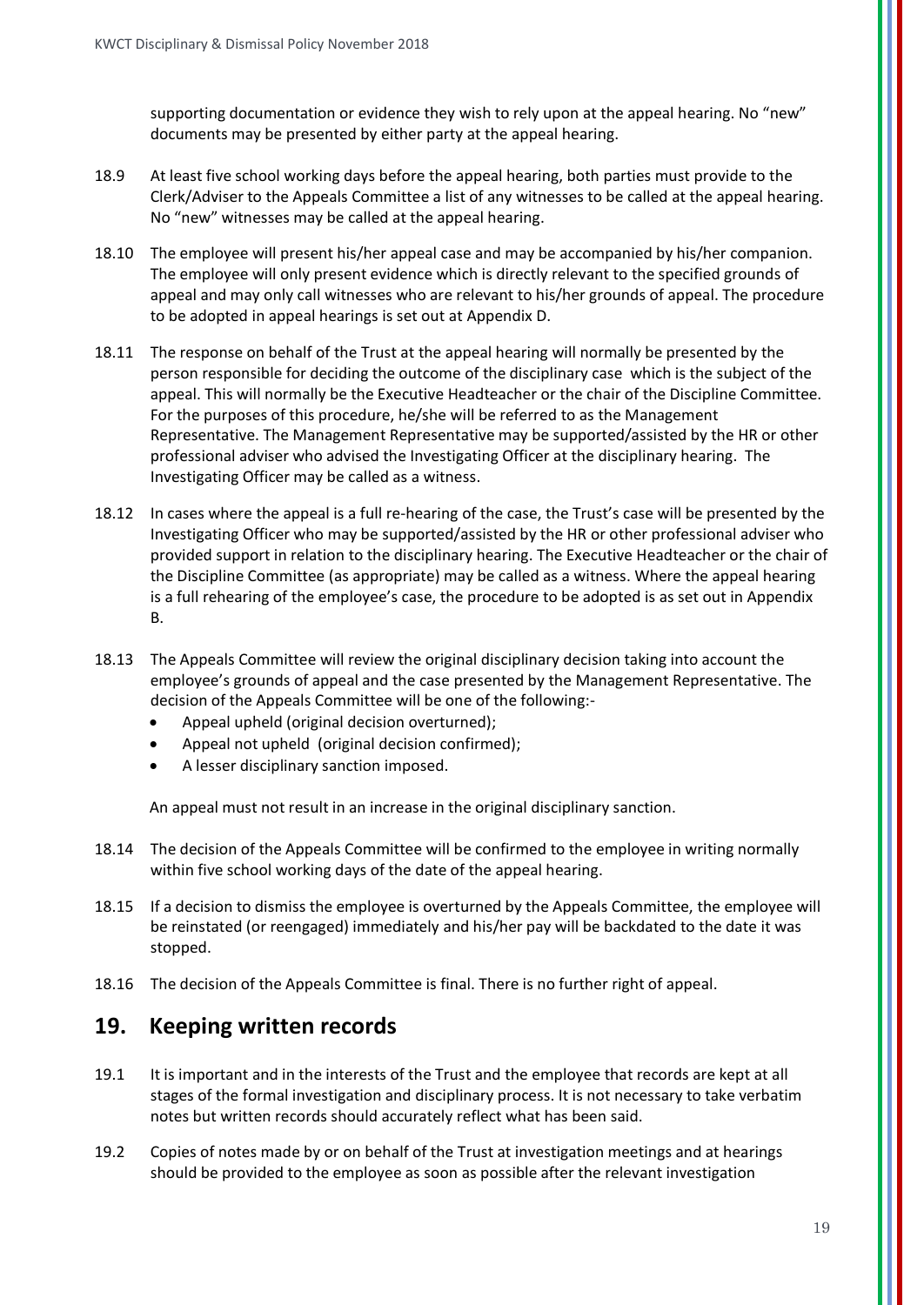supporting documentation or evidence they wish to rely upon at the appeal hearing. No "new" documents may be presented by either party at the appeal hearing.

18.9 At least five school working days before the appeal hearing, both parties must provide to the Clerk/Adviser to the Appeals Committee a list of any witnesses to be called at the appeal hearing. No "new" witnesses may be called at the appeal hearing.

18.10 The employee will present his/her appeal case and may be accompanied by his/her companion. The employee will only present evidence which is directly relevant to the specified grounds of appeal and may only call witnesses who are relevant to his/her grounds of appeal. The procedure to be adopted in appeal hearings is set out at Appendix D.

18.11 The response on behalf of the Trust at the appeal hearing will normally be presented by the person responsible for deciding the outcome of the disciplinary case which is the subject of the appeal. This will normally be the Executive Headteacher or the chair of the Discipline Committee. For the purposes of this procedure, he/she will be referred to as the Management Representative. The Management Representative may be supported/assisted by the HR or other professional adviser who advised the Investigating Officer at the disciplinary hearing. The Investigating Officer may be called as a witness.

18.12 In cases where the appeal is a full re-hearing of the case, the Trust's case will be presented by the Investigating Officer who may be supported/assisted by the HR or other professional adviser who provided support in relation to the disciplinary hearing. The Executive Headteacher or the chair of the Discipline Committee (as appropriate) may be called as a witness. Where the appeal hearing is a full rehearing of the employee's case, the procedure to be adopted is as set out in Appendix B.

18.13 The Appeals Committee will review the original disciplinary decision taking into account the employee's grounds of appeal and the case presented by the Management Representative. The decision of the Appeals Committee will be one of the following:-

- Appeal upheld (original decision overturned);
- Appeal not upheld (original decision confirmed);
- A lesser disciplinary sanction imposed.

An appeal must not result in an increase in the original disciplinary sanction.

18.14 The decision of the Appeals Committee will be confirmed to the employee in writing normally within five school working days of the date of the appeal hearing.

18.15 If a decision to dismiss the employee is overturned by the Appeals Committee, the employee will be reinstated (or reengaged) immediately and his/her pay will be backdated to the date it was stopped.

18.16 The decision of the Appeals Committee is final. There is no further right of appeal.

## 19. Keeping written records

19.1 It is important and in the interests of the Trust and the employee that records are kept at all stages of the formal investigation and disciplinary process. It is not necessary to take verbatim notes but written records should accurately reflect what has been said.

19.2 Copies of notes made by or on behalf of the Trust at investigation meetings and at hearings should be provided to the employee as soon as possible after the relevant investigation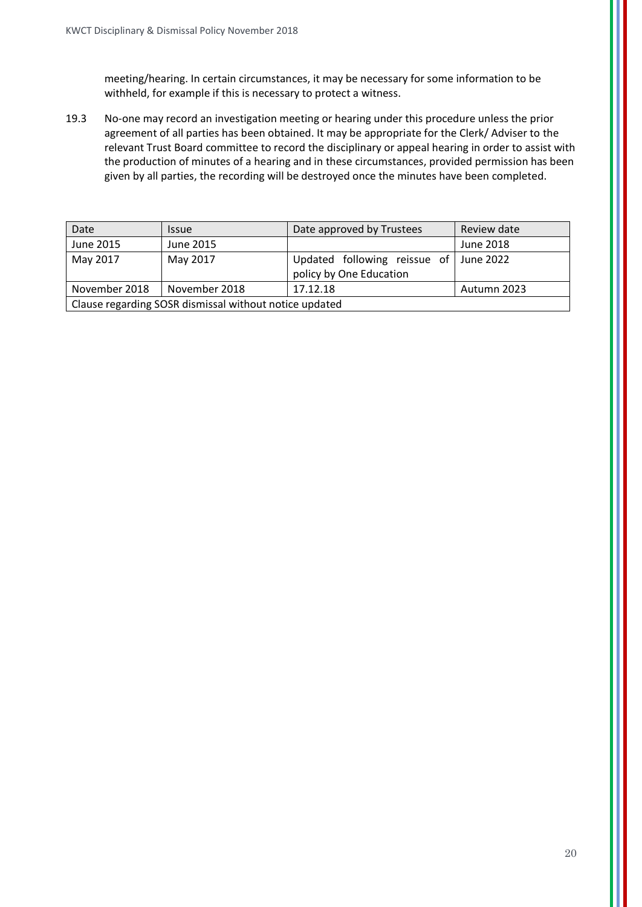meeting/hearing. In certain circumstances, it may be necessary for some information to be withheld, for example if this is necessary to protect a witness.

19.3 No-one may record an investigation meeting or hearing under this procedure unless the prior agreement of all parties has been obtained. It may be appropriate for the Clerk/ Adviser to the relevant Trust Board committee to record the disciplinary or appeal hearing in order to assist with the production of minutes of a hearing and in these circumstances, provided permission has been given by all parties, the recording will be destroyed once the minutes have been completed.

| Date | Issue | Date approved by Trustees | Review date |
| --- | --- | --- | --- |
| June 2015 | June 2015 | | June 2018 |
| May 2017 | May 2017 | Updated following reissue of policy by One Education | June 2022 |
| November 2018 | November 2018 | 17.12.18 | Autumn 2023 |
| Clause regarding SOSR dismissal without notice updated | | | |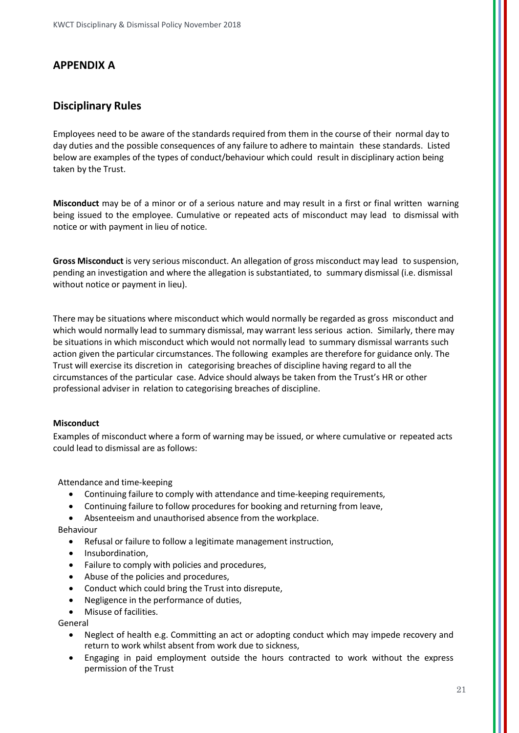## APPENDIX A

## Disciplinary Rules

Employees need to be aware of the standards required from them in the course of their normal day to day duties and the possible consequences of any failure to adhere to maintain these standards. Listed below are examples of the types of conduct/behaviour which could result in disciplinary action being taken by the Trust.

**Misconduct** may be of a minor or of a serious nature and may result in a first or final written warning being issued to the employee. Cumulative or repeated acts of misconduct may lead to dismissal with notice or with payment in lieu of notice.

**Gross Misconduct** is very serious misconduct. An allegation of gross misconduct may lead to suspension, pending an investigation and where the allegation is substantiated, to summary dismissal (i.e. dismissal without notice or payment in lieu).

There may be situations where misconduct which would normally be regarded as gross misconduct and which would normally lead to summary dismissal, may warrant less serious action. Similarly, there may be situations in which misconduct which would not normally lead to summary dismissal warrants such action given the particular circumstances. The following examples are therefore for guidance only. The Trust will exercise its discretion in categorising breaches of discipline having regard to all the circumstances of the particular case. Advice should always be taken from the Trust's HR or other professional adviser in relation to categorising breaches of discipline.

#### Misconduct

Examples of misconduct where a form of warning may be issued, or where cumulative or repeated acts could lead to dismissal are as follows:

Attendance and time-keeping

- Continuing failure to comply with attendance and time-keeping requirements,
- Continuing failure to follow procedures for booking and returning from leave,
- Absenteeism and unauthorised absence from the workplace.

Behaviour

- Refusal or failure to follow a legitimate management instruction,
- Insubordination,
- Failure to comply with policies and procedures,
- Abuse of the policies and procedures,
- Conduct which could bring the Trust into disrepute,
- Negligence in the performance of duties,
- Misuse of facilities.

General

- Neglect of health e.g. Committing an act or adopting conduct which may impede recovery and return to work whilst absent from work due to sickness,
- Engaging in paid employment outside the hours contracted to work without the express permission of the Trust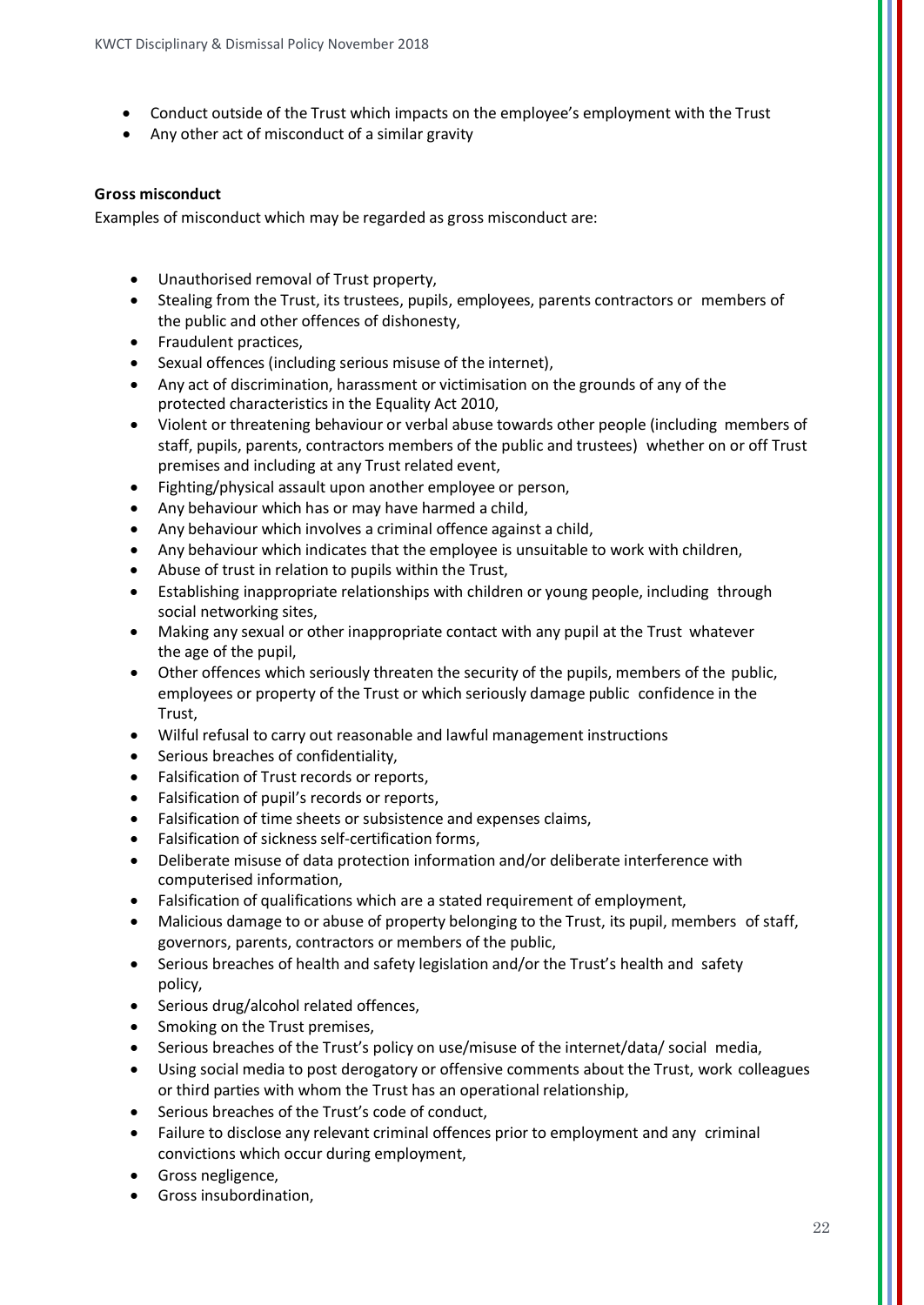- Conduct outside of the Trust which impacts on the employee's employment with the Trust
- Any other act of misconduct of a similar gravity

**Gross misconduct**

Examples of misconduct which may be regarded as gross misconduct are:

- Unauthorised removal of Trust property,
- Stealing from the Trust, its trustees, pupils, employees, parents contractors or members of the public and other offences of dishonesty,
- Fraudulent practices,
- Sexual offences (including serious misuse of the internet),
- Any act of discrimination, harassment or victimisation on the grounds of any of the protected characteristics in the Equality Act 2010,
- Violent or threatening behaviour or verbal abuse towards other people (including members of staff, pupils, parents, contractors members of the public and trustees) whether on or off Trust premises and including at any Trust related event,
- Fighting/physical assault upon another employee or person,
- Any behaviour which has or may have harmed a child,
- Any behaviour which involves a criminal offence against a child,
- Any behaviour which indicates that the employee is unsuitable to work with children,
- Abuse of trust in relation to pupils within the Trust,
- Establishing inappropriate relationships with children or young people, including through social networking sites,
- Making any sexual or other inappropriate contact with any pupil at the Trust whatever the age of the pupil,
- Other offences which seriously threaten the security of the pupils, members of the public, employees or property of the Trust or which seriously damage public confidence in the Trust,
- Wilful refusal to carry out reasonable and lawful management instructions
- Serious breaches of confidentiality,
- Falsification of Trust records or reports,
- Falsification of pupil's records or reports,
- Falsification of time sheets or subsistence and expenses claims,
- Falsification of sickness self-certification forms,
- Deliberate misuse of data protection information and/or deliberate interference with computerised information,
- Falsification of qualifications which are a stated requirement of employment,
- Malicious damage to or abuse of property belonging to the Trust, its pupil, members of staff, governors, parents, contractors or members of the public,
- Serious breaches of health and safety legislation and/or the Trust's health and safety policy,
- Serious drug/alcohol related offences,
- Smoking on the Trust premises,
- Serious breaches of the Trust's policy on use/misuse of the internet/data/ social media,
- Using social media to post derogatory or offensive comments about the Trust, work colleagues or third parties with whom the Trust has an operational relationship,
- Serious breaches of the Trust's code of conduct,
- Failure to disclose any relevant criminal offences prior to employment and any criminal convictions which occur during employment,
- Gross negligence,
- Gross insubordination,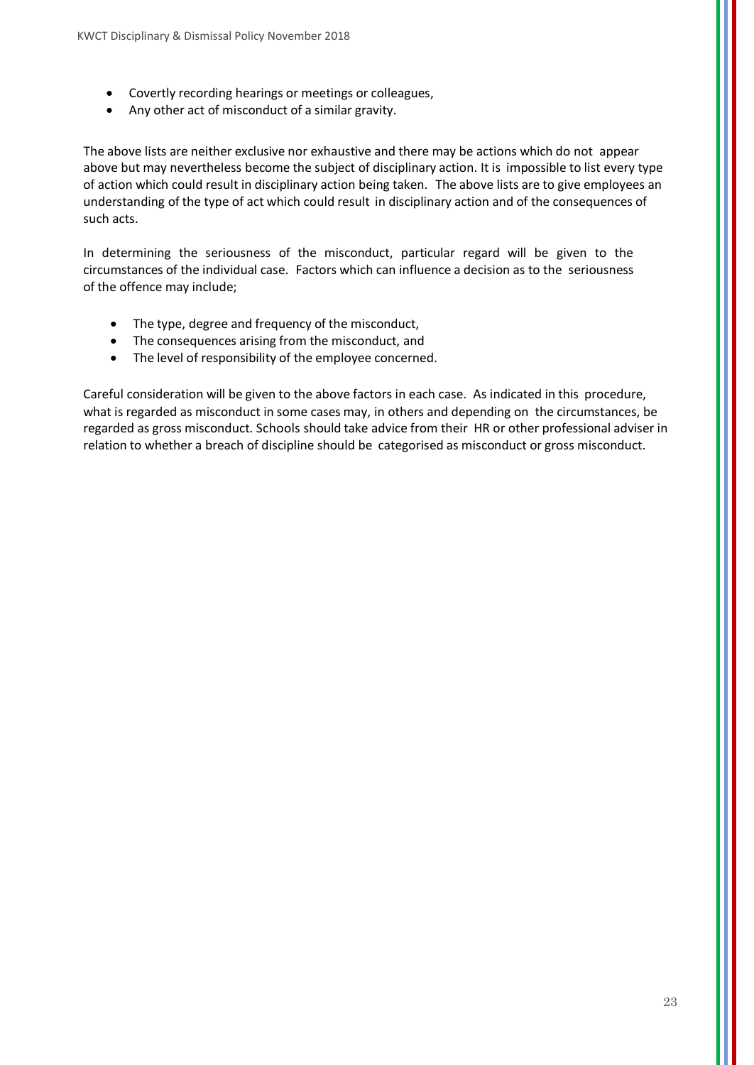- Covertly recording hearings or meetings or colleagues,
- Any other act of misconduct of a similar gravity.

The above lists are neither exclusive nor exhaustive and there may be actions which do not appear above but may nevertheless become the subject of disciplinary action. It is impossible to list every type of action which could result in disciplinary action being taken. The above lists are to give employees an understanding of the type of act which could result in disciplinary action and of the consequences of such acts.

In determining the seriousness of the misconduct, particular regard will be given to the circumstances of the individual case. Factors which can influence a decision as to the seriousness of the offence may include;

- The type, degree and frequency of the misconduct,
- The consequences arising from the misconduct, and
- The level of responsibility of the employee concerned.

Careful consideration will be given to the above factors in each case. As indicated in this procedure, what is regarded as misconduct in some cases may, in others and depending on the circumstances, be regarded as gross misconduct. Schools should take advice from their HR or other professional adviser in relation to whether a breach of discipline should be categorised as misconduct or gross misconduct.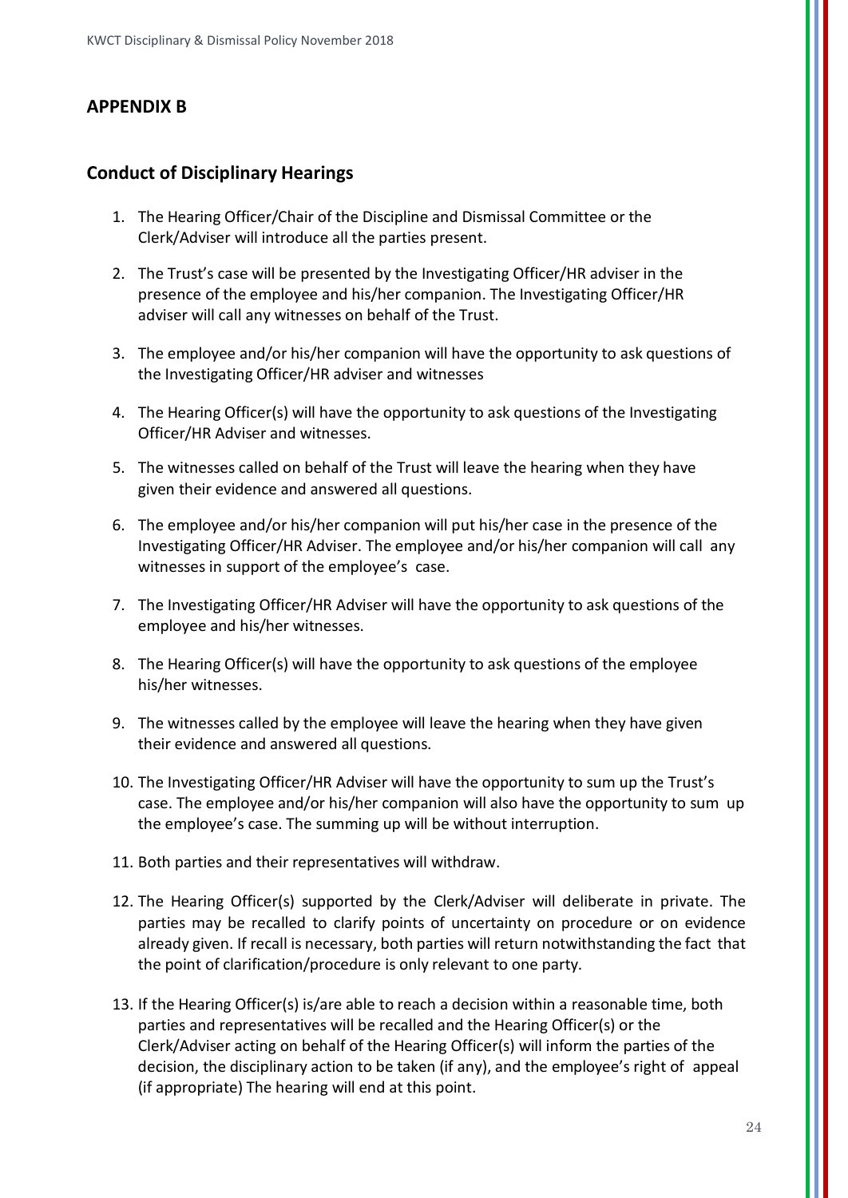## APPENDIX B

## Conduct of Disciplinary Hearings

1. The Hearing Officer/Chair of the Discipline and Dismissal Committee or the Clerk/Adviser will introduce all the parties present.
2. The Trust's case will be presented by the Investigating Officer/HR adviser in the presence of the employee and his/her companion. The Investigating Officer/HR adviser will call any witnesses on behalf of the Trust.
3. The employee and/or his/her companion will have the opportunity to ask questions of the Investigating Officer/HR adviser and witnesses
4. The Hearing Officer(s) will have the opportunity to ask questions of the Investigating Officer/HR Adviser and witnesses.
5. The witnesses called on behalf of the Trust will leave the hearing when they have given their evidence and answered all questions.
6. The employee and/or his/her companion will put his/her case in the presence of the Investigating Officer/HR Adviser. The employee and/or his/her companion will call any witnesses in support of the employee's case.
7. The Investigating Officer/HR Adviser will have the opportunity to ask questions of the employee and his/her witnesses.
8. The Hearing Officer(s) will have the opportunity to ask questions of the employee his/her witnesses.
9. The witnesses called by the employee will leave the hearing when they have given their evidence and answered all questions.
10. The Investigating Officer/HR Adviser will have the opportunity to sum up the Trust's case. The employee and/or his/her companion will also have the opportunity to sum up the employee's case. The summing up will be without interruption.
11. Both parties and their representatives will withdraw.
12. The Hearing Officer(s) supported by the Clerk/Adviser will deliberate in private. The parties may be recalled to clarify points of uncertainty on procedure or on evidence already given. If recall is necessary, both parties will return notwithstanding the fact that the point of clarification/procedure is only relevant to one party.
13. If the Hearing Officer(s) is/are able to reach a decision within a reasonable time, both parties and representatives will be recalled and the Hearing Officer(s) or the Clerk/Adviser acting on behalf of the Hearing Officer(s) will inform the parties of the decision, the disciplinary action to be taken (if any), and the employee's right of appeal (if appropriate) The hearing will end at this point.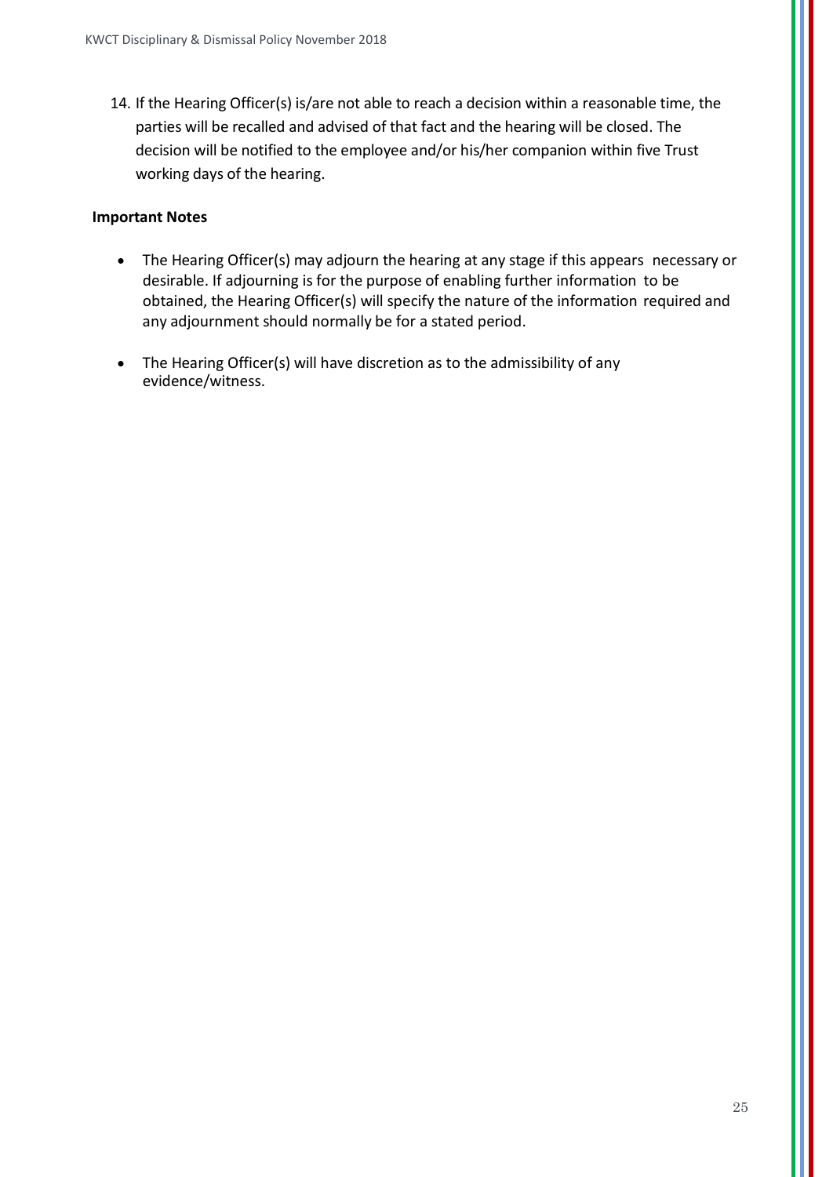14. If the Hearing Officer(s) is/are not able to reach a decision within a reasonable time, the parties will be recalled and advised of that fact and the hearing will be closed. The decision will be notified to the employee and/or his/her companion within five Trust working days of the hearing.

**Important Notes**

- The Hearing Officer(s) may adjourn the hearing at any stage if this appears necessary or desirable. If adjourning is for the purpose of enabling further information to be obtained, the Hearing Officer(s) will specify the nature of the information required and any adjournment should normally be for a stated period.
- The Hearing Officer(s) will have discretion as to the admissibility of any evidence/witness.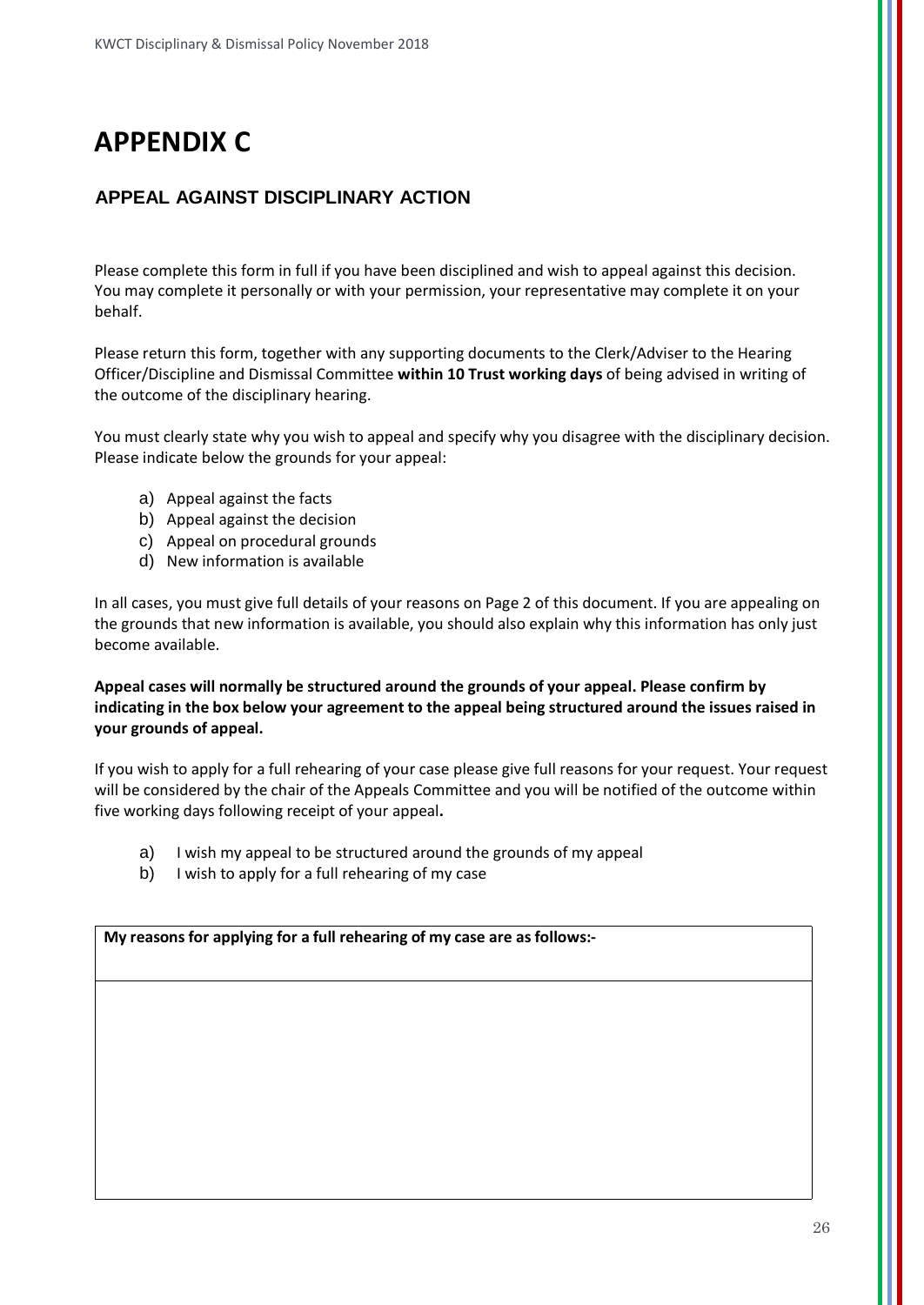# APPENDIX C

## APPEAL AGAINST DISCIPLINARY ACTION

Please complete this form in full if you have been disciplined and wish to appeal against this decision. You may complete it personally or with your permission, your representative may complete it on your behalf.

Please return this form, together with any supporting documents to the Clerk/Adviser to the Hearing Officer/Discipline and Dismissal Committee **within 10 Trust working days** of being advised in writing of the outcome of the disciplinary hearing.

You must clearly state why you wish to appeal and specify why you disagree with the disciplinary decision. Please indicate below the grounds for your appeal:

a) Appeal against the facts
b) Appeal against the decision
c) Appeal on procedural grounds
d) New information is available

In all cases, you must give full details of your reasons on Page 2 of this document. If you are appealing on the grounds that new information is available, you should also explain why this information has only just become available.

**Appeal cases will normally be structured around the grounds of your appeal. Please confirm by indicating in the box below your agreement to the appeal being structured around the issues raised in your grounds of appeal.**

If you wish to apply for a full rehearing of your case please give full reasons for your request. Your request will be considered by the chair of the Appeals Committee and you will be notified of the outcome within five working days following receipt of your appeal**.**

a) I wish my appeal to be structured around the grounds of my appeal
b) I wish to apply for a full rehearing of my case

| **My reasons for applying for a full rehearing of my case are as follows:-** |
| --- |
| |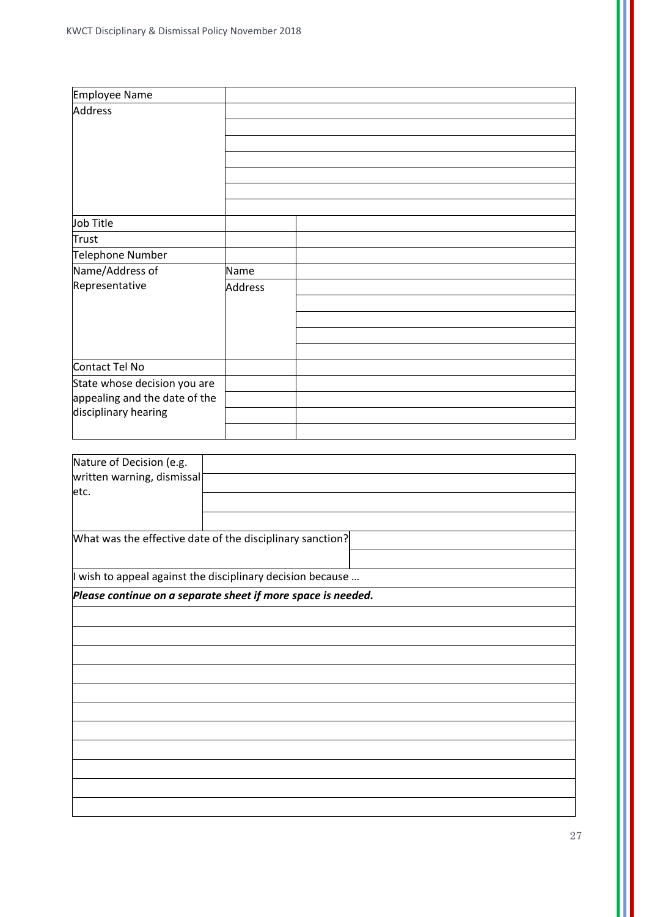| Employee Name | | |
|---|---|---|
| Address | | |
| | | |
| | | |
| | | |
| | | |
| | | |
| | | |
| Job Title | | |
| Trust | | |
| Telephone Number | | |
| Name/Address of Representative | Name | |
| | Address | |
| | | |
| | | |
| | | |
| | | |
| Contact Tel No | | |
| State whose decision you are appealing and the date of the disciplinary hearing | | |
| | | |
| | | |
| | | |

| Nature of Decision (e.g. written warning, dismissal etc. | |
|---|---|
| | |
| | |
| | |
| What was the effective date of the disciplinary sanction? | |
| | |

| I wish to appeal against the disciplinary decision because … |
|---|
| ***Please continue on a separate sheet if more space is needed.*** |
| |
| |
| |
| |
| |
| |
| |
| |
| |
| |
| |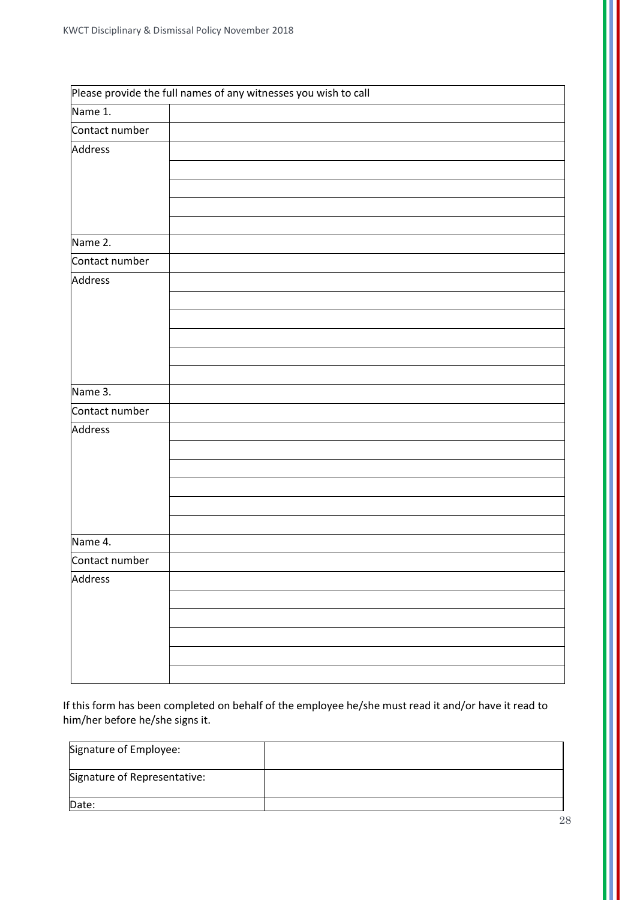| Please provide the full names of any witnesses you wish to call | |
|---|---|
| Name 1. | |
| Contact number | |
| Address | |
| | |
| | |
| | |
| | |
| Name 2. | |
| Contact number | |
| Address | |
| | |
| | |
| | |
| | |
| | |
| Name 3. | |
| Contact number | |
| Address | |
| | |
| | |
| | |
| | |
| | |
| Name 4. | |
| Contact number | |
| Address | |
| | |
| | |
| | |
| | |
| | |

If this form has been completed on behalf of the employee he/she must read it and/or have it read to him/her before he/she signs it.

| Signature of Employee: | |
|---|---|
| Signature of Representative: | |
| Date: | |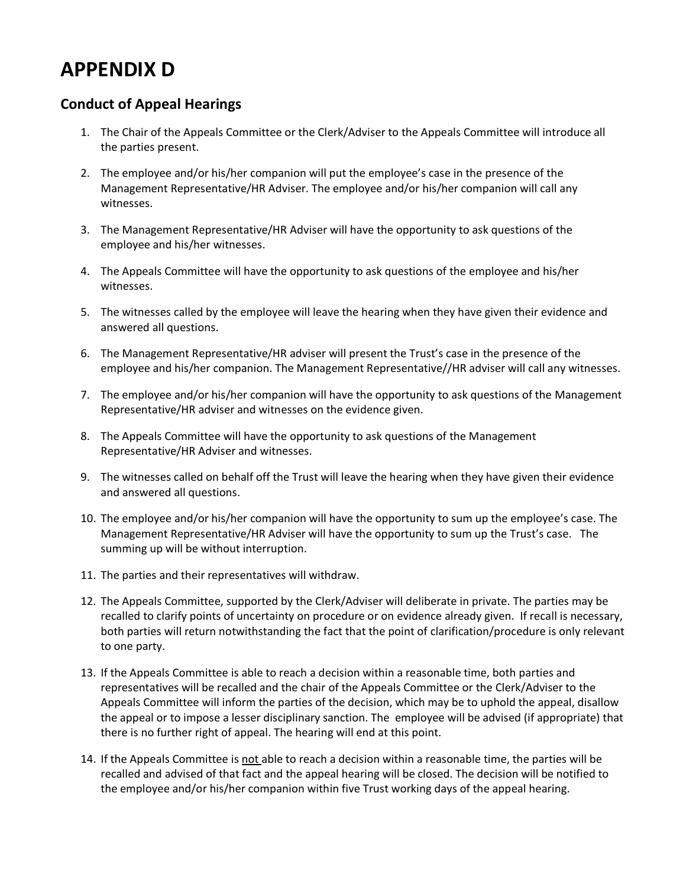# APPENDIX D

## Conduct of Appeal Hearings

1. The Chair of the Appeals Committee or the Clerk/Adviser to the Appeals Committee will introduce all the parties present.
2. The employee and/or his/her companion will put the employee's case in the presence of the Management Representative/HR Adviser. The employee and/or his/her companion will call any witnesses.
3. The Management Representative/HR Adviser will have the opportunity to ask questions of the employee and his/her witnesses.
4. The Appeals Committee will have the opportunity to ask questions of the employee and his/her witnesses.
5. The witnesses called by the employee will leave the hearing when they have given their evidence and answered all questions.
6. The Management Representative/HR adviser will present the Trust's case in the presence of the employee and his/her companion. The Management Representative//HR adviser will call any witnesses.
7. The employee and/or his/her companion will have the opportunity to ask questions of the Management Representative/HR adviser and witnesses on the evidence given.
8. The Appeals Committee will have the opportunity to ask questions of the Management Representative/HR Adviser and witnesses.
9. The witnesses called on behalf off the Trust will leave the hearing when they have given their evidence and answered all questions.
10. The employee and/or his/her companion will have the opportunity to sum up the employee's case. The Management Representative/HR Adviser will have the opportunity to sum up the Trust's case. The summing up will be without interruption.
11. The parties and their representatives will withdraw.
12. The Appeals Committee, supported by the Clerk/Adviser will deliberate in private. The parties may be recalled to clarify points of uncertainty on procedure or on evidence already given. If recall is necessary, both parties will return notwithstanding the fact that the point of clarification/procedure is only relevant to one party.
13. If the Appeals Committee is able to reach a decision within a reasonable time, both parties and representatives will be recalled and the chair of the Appeals Committee or the Clerk/Adviser to the Appeals Committee will inform the parties of the decision, which may be to uphold the appeal, disallow the appeal or to impose a lesser disciplinary sanction. The employee will be advised (if appropriate) that there is no further right of appeal. The hearing will end at this point.
14. If the Appeals Committee is not able to reach a decision within a reasonable time, the parties will be recalled and advised of that fact and the appeal hearing will be closed. The decision will be notified to the employee and/or his/her companion within five Trust working days of the appeal hearing.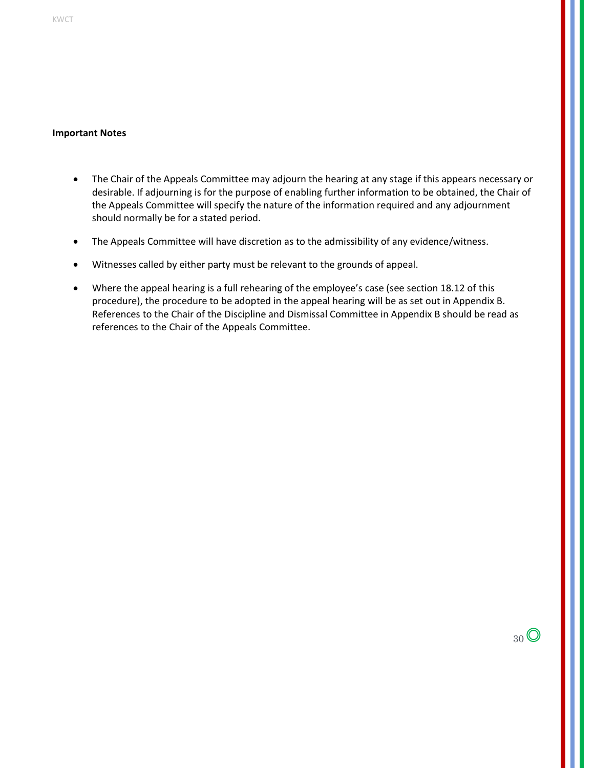**Important Notes**

- The Chair of the Appeals Committee may adjourn the hearing at any stage if this appears necessary or desirable. If adjourning is for the purpose of enabling further information to be obtained, the Chair of the Appeals Committee will specify the nature of the information required and any adjournment should normally be for a stated period.
- The Appeals Committee will have discretion as to the admissibility of any evidence/witness.
- Witnesses called by either party must be relevant to the grounds of appeal.
- Where the appeal hearing is a full rehearing of the employee's case (see section 18.12 of this procedure), the procedure to be adopted in the appeal hearing will be as set out in Appendix B. References to the Chair of the Discipline and Dismissal Committee in Appendix B should be read as references to the Chair of the Appeals Committee.